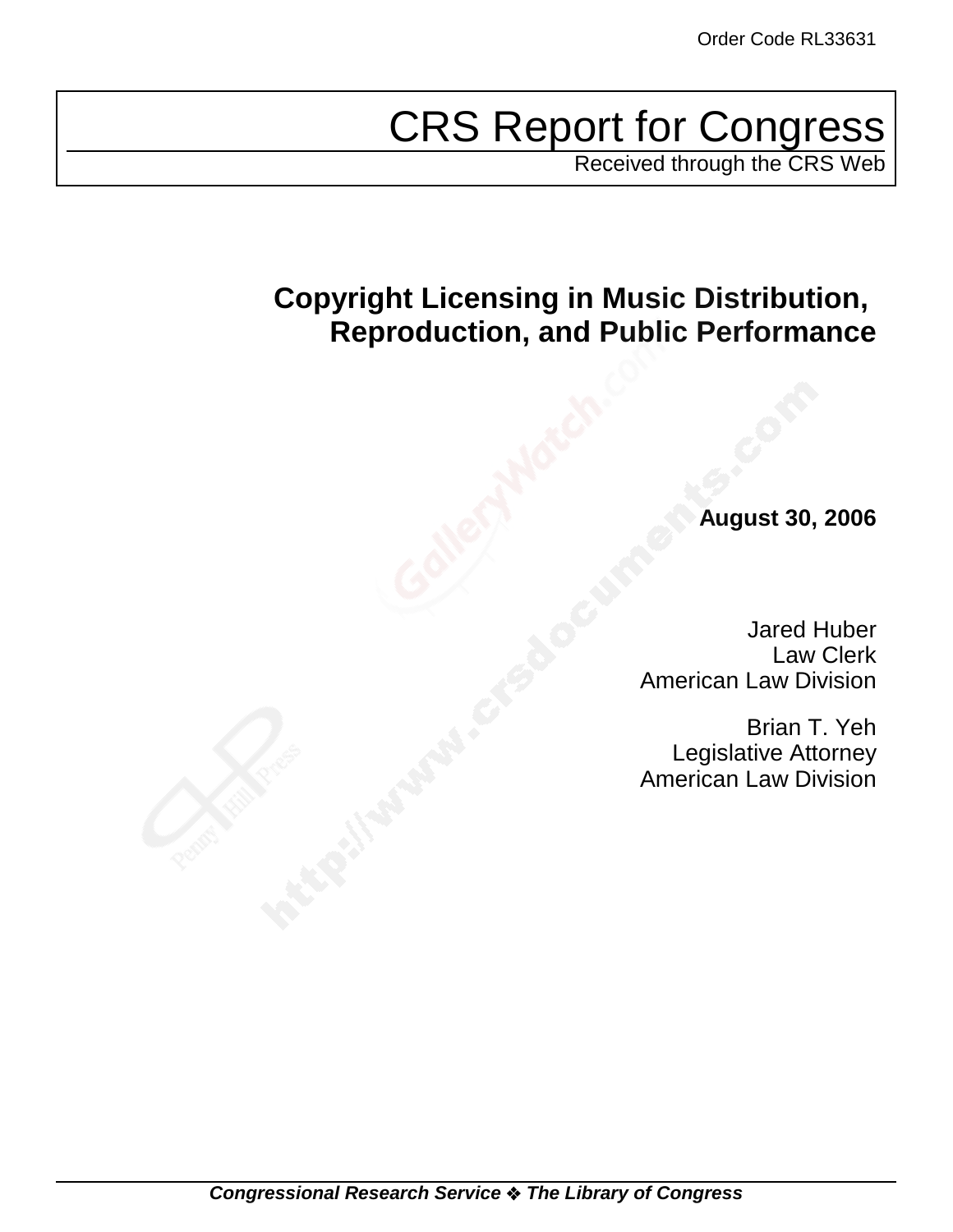Order Code RL33631

# CRS Report for Congress

Received through the CRS Web

## Copyright Licensing in Music Distribution, Reproduction, and Public Performance

**August 30, 2006**

Jared Huber
Law Clerk
American Law Division

Brian T. Yeh
Legislative Attorney
American Law Division

***Congressional Research Service ❖ The Library of Congress***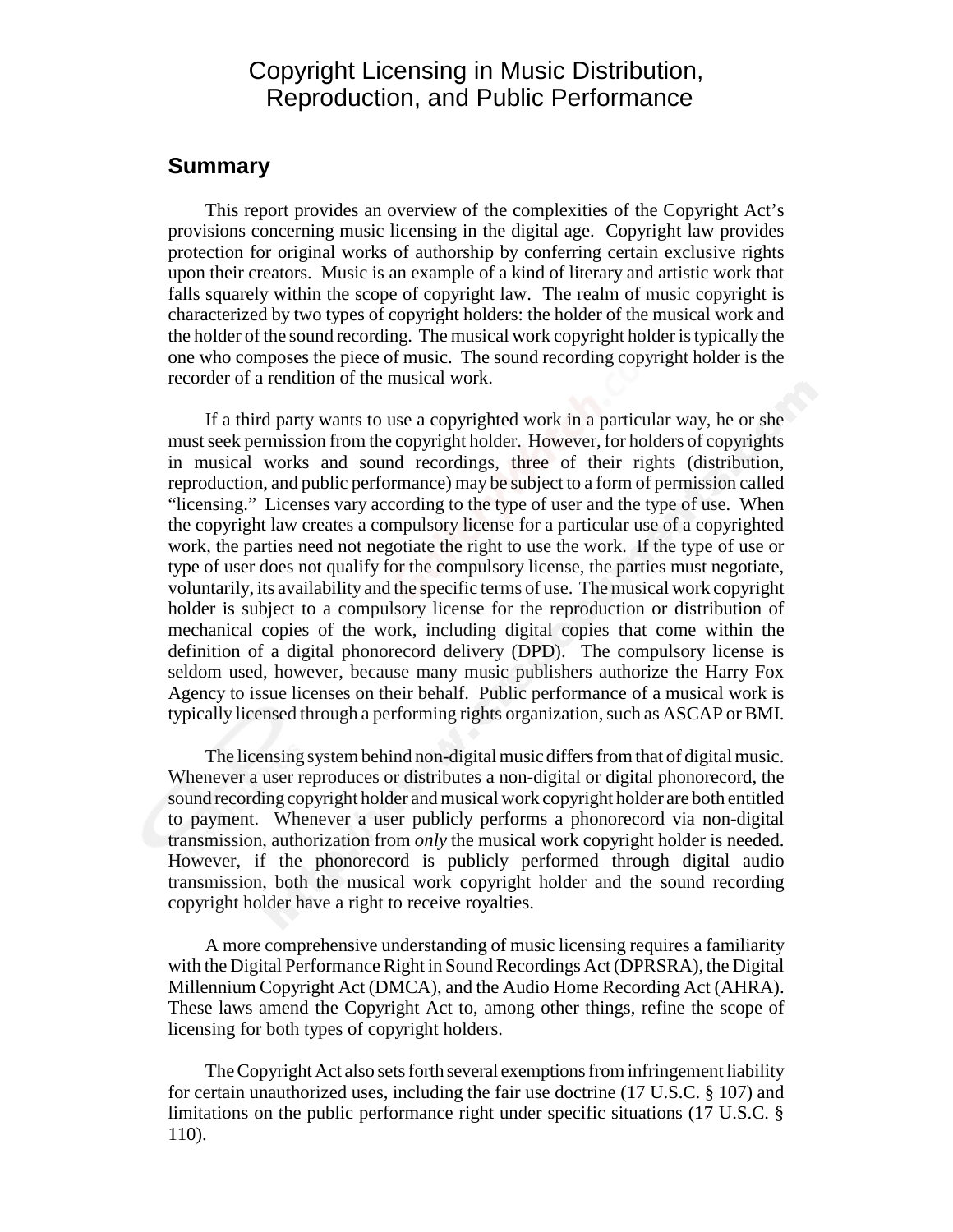# Copyright Licensing in Music Distribution, Reproduction, and Public Performance

## Summary

This report provides an overview of the complexities of the Copyright Act's provisions concerning music licensing in the digital age. Copyright law provides protection for original works of authorship by conferring certain exclusive rights upon their creators. Music is an example of a kind of literary and artistic work that falls squarely within the scope of copyright law. The realm of music copyright is characterized by two types of copyright holders: the holder of the musical work and the holder of the sound recording. The musical work copyright holder is typically the one who composes the piece of music. The sound recording copyright holder is the recorder of a rendition of the musical work.

If a third party wants to use a copyrighted work in a particular way, he or she must seek permission from the copyright holder. However, for holders of copyrights in musical works and sound recordings, three of their rights (distribution, reproduction, and public performance) may be subject to a form of permission called "licensing." Licenses vary according to the type of user and the type of use. When the copyright law creates a compulsory license for a particular use of a copyrighted work, the parties need not negotiate the right to use the work. If the type of use or type of user does not qualify for the compulsory license, the parties must negotiate, voluntarily, its availability and the specific terms of use. The musical work copyright holder is subject to a compulsory license for the reproduction or distribution of mechanical copies of the work, including digital copies that come within the definition of a digital phonorecord delivery (DPD). The compulsory license is seldom used, however, because many music publishers authorize the Harry Fox Agency to issue licenses on their behalf. Public performance of a musical work is typically licensed through a performing rights organization, such as ASCAP or BMI.

The licensing system behind non-digital music differs from that of digital music. Whenever a user reproduces or distributes a non-digital or digital phonorecord, the sound recording copyright holder and musical work copyright holder are both entitled to payment. Whenever a user publicly performs a phonorecord via non-digital transmission, authorization from *only* the musical work copyright holder is needed. However, if the phonorecord is publicly performed through digital audio transmission, both the musical work copyright holder and the sound recording copyright holder have a right to receive royalties.

A more comprehensive understanding of music licensing requires a familiarity with the Digital Performance Right in Sound Recordings Act (DPRSRA), the Digital Millennium Copyright Act (DMCA), and the Audio Home Recording Act (AHRA). These laws amend the Copyright Act to, among other things, refine the scope of licensing for both types of copyright holders.

The Copyright Act also sets forth several exemptions from infringement liability for certain unauthorized uses, including the fair use doctrine (17 U.S.C. § 107) and limitations on the public performance right under specific situations (17 U.S.C. § 110).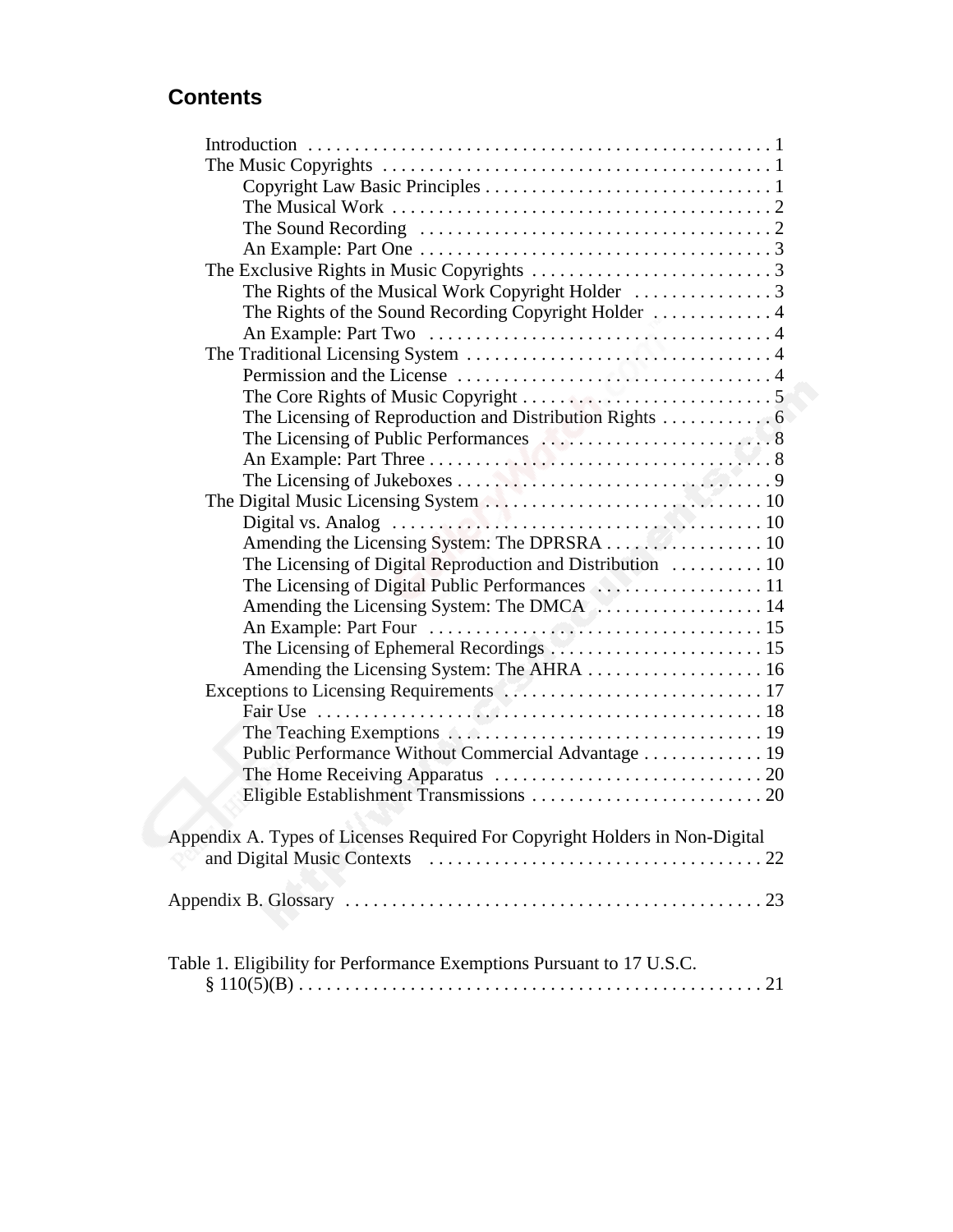## Contents

- Introduction . . . . . . . . . . 1
- The Music Copyrights . . . . . . . . . . 1
  - Copyright Law Basic Principles . . . . . . . . . . 1
  - The Musical Work . . . . . . . . . . 2
  - The Sound Recording . . . . . . . . . . 2
  - An Example: Part One . . . . . . . . . . 3
- The Exclusive Rights in Music Copyrights . . . . . . . . . . 3
  - The Rights of the Musical Work Copyright Holder . . . . . . . . . . 3
  - The Rights of the Sound Recording Copyright Holder . . . . . . . . . . 4
  - An Example: Part Two . . . . . . . . . . 4
- The Traditional Licensing System . . . . . . . . . . 4
  - Permission and the License . . . . . . . . . . 4
  - The Core Rights of Music Copyright . . . . . . . . . . 5
  - The Licensing of Reproduction and Distribution Rights . . . . . . . . . . 6
  - The Licensing of Public Performances . . . . . . . . . . 8
  - An Example: Part Three . . . . . . . . . . 8
  - The Licensing of Jukeboxes . . . . . . . . . . 9
- The Digital Music Licensing System . . . . . . . . . . 10
  - Digital vs. Analog . . . . . . . . . . 10
  - Amending the Licensing System: The DPRSRA . . . . . . . . . . 10
  - The Licensing of Digital Reproduction and Distribution . . . . . . . . . . 10
  - The Licensing of Digital Public Performances . . . . . . . . . . 11
  - Amending the Licensing System: The DMCA . . . . . . . . . . 14
  - An Example: Part Four . . . . . . . . . . 15
  - The Licensing of Ephemeral Recordings . . . . . . . . . . 15
  - Amending the Licensing System: The AHRA . . . . . . . . . . 16
- Exceptions to Licensing Requirements . . . . . . . . . . 17
  - Fair Use . . . . . . . . . . 18
  - The Teaching Exemptions . . . . . . . . . . 19
  - Public Performance Without Commercial Advantage . . . . . . . . . . 19
  - The Home Receiving Apparatus . . . . . . . . . . 20
  - Eligible Establishment Transmissions . . . . . . . . . . 20

Appendix A. Types of Licenses Required For Copyright Holders in Non-Digital and Digital Music Contexts . . . . . . . . . . 22

Appendix B. Glossary . . . . . . . . . . 23

Table 1. Eligibility for Performance Exemptions Pursuant to 17 U.S.C. § 110(5)(B) . . . . . . . . . . 21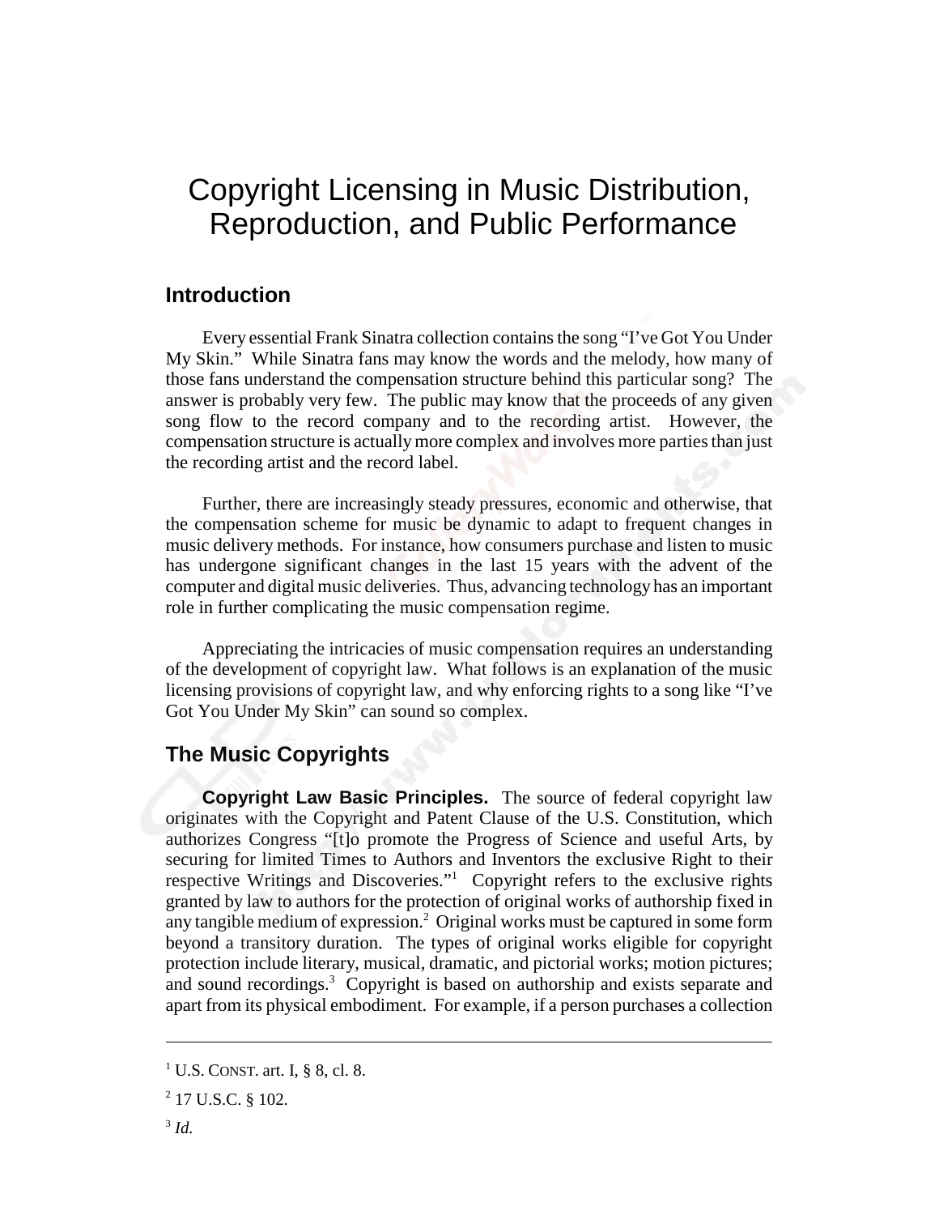# Copyright Licensing in Music Distribution, Reproduction, and Public Performance

## Introduction

Every essential Frank Sinatra collection contains the song "I've Got You Under My Skin." While Sinatra fans may know the words and the melody, how many of those fans understand the compensation structure behind this particular song? The answer is probably very few. The public may know that the proceeds of any given song flow to the record company and to the recording artist. However, the compensation structure is actually more complex and involves more parties than just the recording artist and the record label.

Further, there are increasingly steady pressures, economic and otherwise, that the compensation scheme for music be dynamic to adapt to frequent changes in music delivery methods. For instance, how consumers purchase and listen to music has undergone significant changes in the last 15 years with the advent of the computer and digital music deliveries. Thus, advancing technology has an important role in further complicating the music compensation regime.

Appreciating the intricacies of music compensation requires an understanding of the development of copyright law. What follows is an explanation of the music licensing provisions of copyright law, and why enforcing rights to a song like "I've Got You Under My Skin" can sound so complex.

## The Music Copyrights

**Copyright Law Basic Principles.** The source of federal copyright law originates with the Copyright and Patent Clause of the U.S. Constitution, which authorizes Congress "[t]o promote the Progress of Science and useful Arts, by securing for limited Times to Authors and Inventors the exclusive Right to their respective Writings and Discoveries."[1] Copyright refers to the exclusive rights granted by law to authors for the protection of original works of authorship fixed in any tangible medium of expression.[2] Original works must be captured in some form beyond a transitory duration. The types of original works eligible for copyright protection include literary, musical, dramatic, and pictorial works; motion pictures; and sound recordings.[3] Copyright is based on authorship and exists separate and apart from its physical embodiment. For example, if a person purchases a collection

---

[1] U.S. CONST. art. I, § 8, cl. 8.

[2] 17 U.S.C. § 102.

[3] *Id.*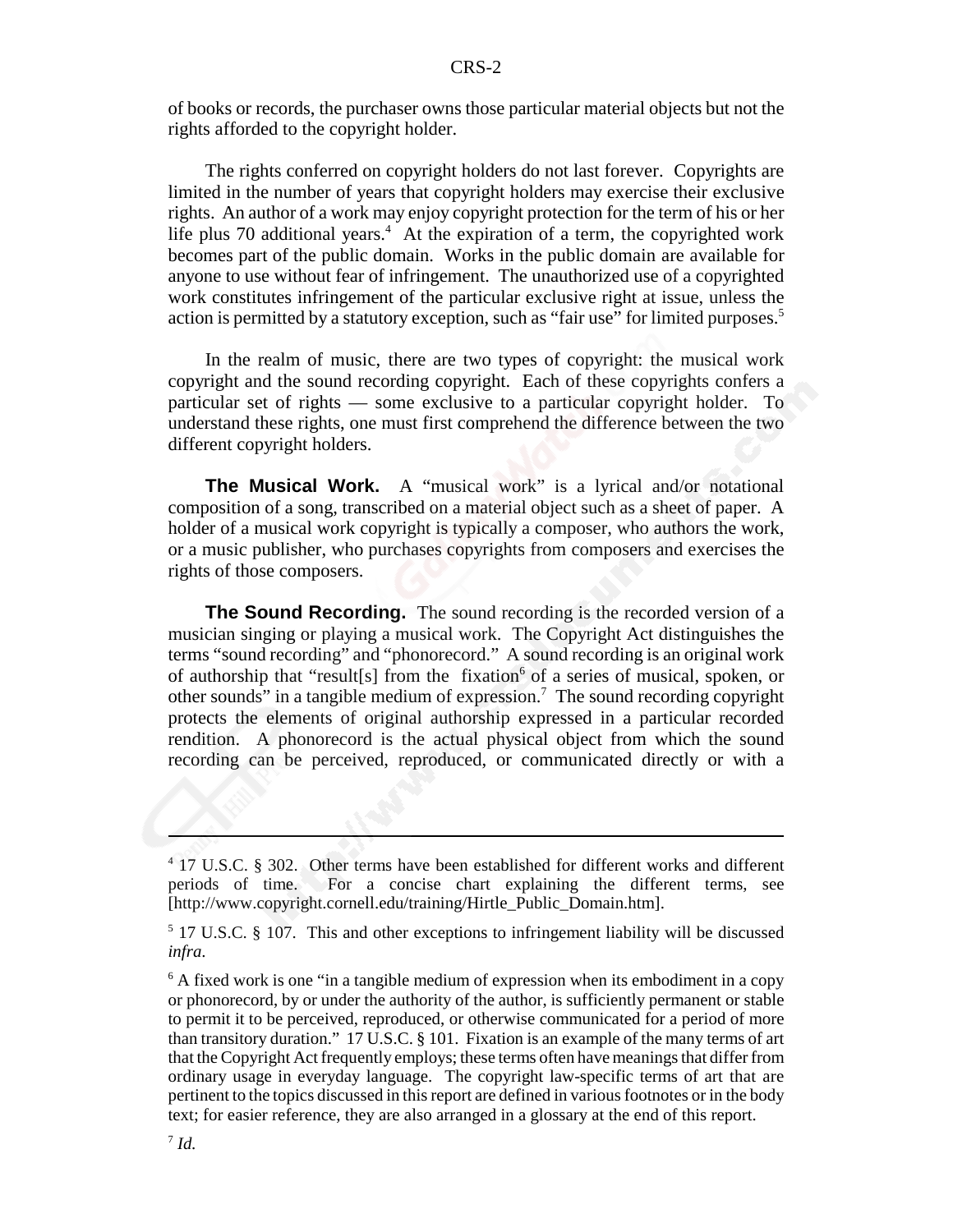of books or records, the purchaser owns those particular material objects but not the rights afforded to the copyright holder.

The rights conferred on copyright holders do not last forever. Copyrights are limited in the number of years that copyright holders may exercise their exclusive rights. An author of a work may enjoy copyright protection for the term of his or her life plus 70 additional years.[4] At the expiration of a term, the copyrighted work becomes part of the public domain. Works in the public domain are available for anyone to use without fear of infringement. The unauthorized use of a copyrighted work constitutes infringement of the particular exclusive right at issue, unless the action is permitted by a statutory exception, such as "fair use" for limited purposes.[5]

In the realm of music, there are two types of copyright: the musical work copyright and the sound recording copyright. Each of these copyrights confers a particular set of rights — some exclusive to a particular copyright holder. To understand these rights, one must first comprehend the difference between the two different copyright holders.

**The Musical Work.** A "musical work" is a lyrical and/or notational composition of a song, transcribed on a material object such as a sheet of paper. A holder of a musical work copyright is typically a composer, who authors the work, or a music publisher, who purchases copyrights from composers and exercises the rights of those composers.

**The Sound Recording.** The sound recording is the recorded version of a musician singing or playing a musical work. The Copyright Act distinguishes the terms "sound recording" and "phonorecord." A sound recording is an original work of authorship that "result[s] from the fixation[6] of a series of musical, spoken, or other sounds" in a tangible medium of expression.[7] The sound recording copyright protects the elements of original authorship expressed in a particular recorded rendition. A phonorecord is the actual physical object from which the sound recording can be perceived, reproduced, or communicated directly or with a

---

[4] 17 U.S.C. § 302. Other terms have been established for different works and different periods of time. For a concise chart explaining the different terms, see [http://www.copyright.cornell.edu/training/Hirtle_Public_Domain.htm].

[5] 17 U.S.C. § 107. This and other exceptions to infringement liability will be discussed *infra*.

[6] A fixed work is one "in a tangible medium of expression when its embodiment in a copy or phonorecord, by or under the authority of the author, is sufficiently permanent or stable to permit it to be perceived, reproduced, or otherwise communicated for a period of more than transitory duration." 17 U.S.C. § 101. Fixation is an example of the many terms of art that the Copyright Act frequently employs; these terms often have meanings that differ from ordinary usage in everyday language. The copyright law-specific terms of art that are pertinent to the topics discussed in this report are defined in various footnotes or in the body text; for easier reference, they are also arranged in a glossary at the end of this report.

[7] *Id.*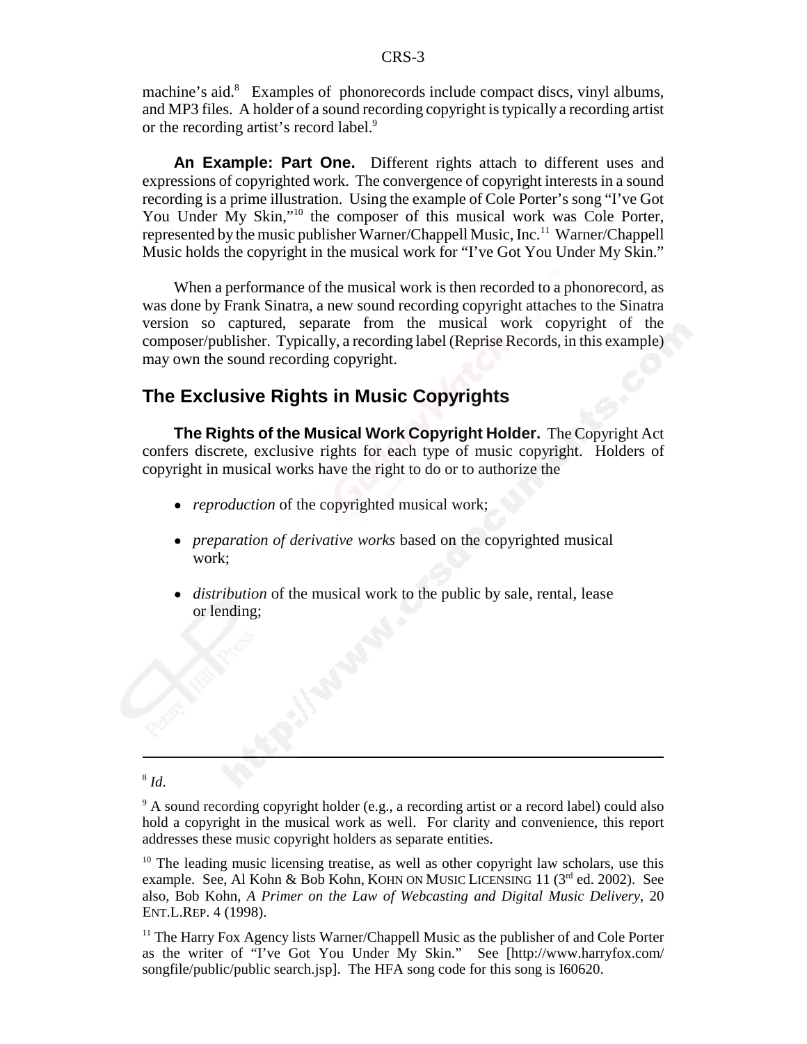machine's aid.[8] Examples of phonorecords include compact discs, vinyl albums, and MP3 files. A holder of a sound recording copyright is typically a recording artist or the recording artist's record label.[9]

**An Example: Part One.** Different rights attach to different uses and expressions of copyrighted work. The convergence of copyright interests in a sound recording is a prime illustration. Using the example of Cole Porter's song "I've Got You Under My Skin,"[10] the composer of this musical work was Cole Porter, represented by the music publisher Warner/Chappell Music, Inc.[11] Warner/Chappell Music holds the copyright in the musical work for "I've Got You Under My Skin."

When a performance of the musical work is then recorded to a phonorecord, as was done by Frank Sinatra, a new sound recording copyright attaches to the Sinatra version so captured, separate from the musical work copyright of the composer/publisher. Typically, a recording label (Reprise Records, in this example) may own the sound recording copyright.

## The Exclusive Rights in Music Copyrights

**The Rights of the Musical Work Copyright Holder.** The Copyright Act confers discrete, exclusive rights for each type of music copyright. Holders of copyright in musical works have the right to do or to authorize the

- *reproduction* of the copyrighted musical work;
- *preparation of derivative works* based on the copyrighted musical work;
- *distribution* of the musical work to the public by sale, rental, lease or lending;

---

[8] *Id*.

[9] A sound recording copyright holder (e.g., a recording artist or a record label) could also hold a copyright in the musical work as well. For clarity and convenience, this report addresses these music copyright holders as separate entities.

[10] The leading music licensing treatise, as well as other copyright law scholars, use this example. See, Al Kohn & Bob Kohn, KOHN ON MUSIC LICENSING 11 (3rd ed. 2002). See also, Bob Kohn, *A Primer on the Law of Webcasting and Digital Music Delivery*, 20 ENT.L.REP. 4 (1998).

[11] The Harry Fox Agency lists Warner/Chappell Music as the publisher of and Cole Porter as the writer of "I've Got You Under My Skin." See [http://www.harryfox.com/songfile/public/public search.jsp]. The HFA song code for this song is I60620.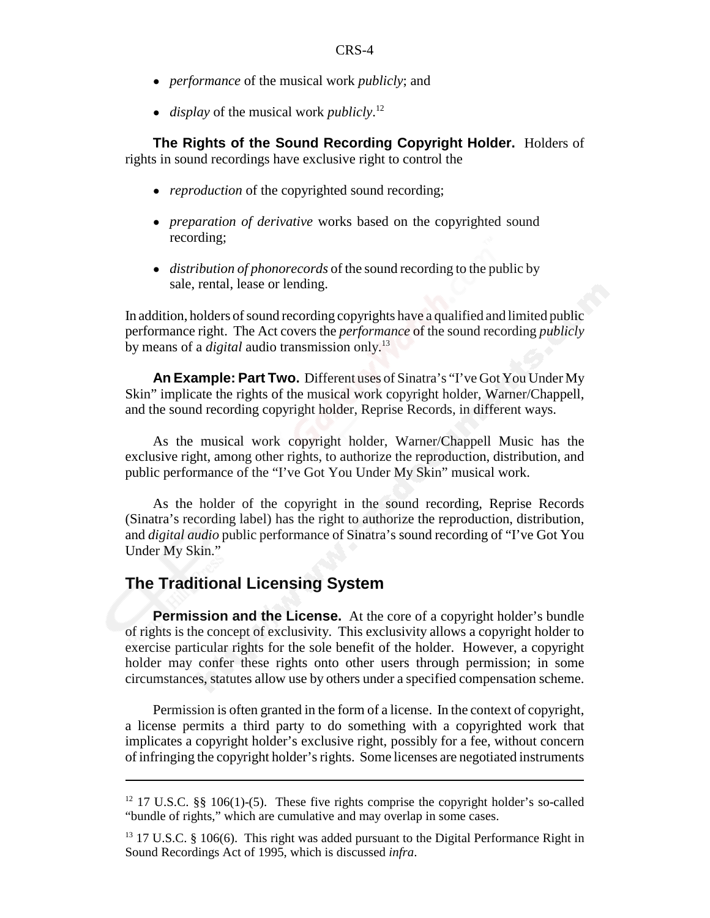- *performance* of the musical work *publicly*; and
- *display* of the musical work *publicly*.[12]

**The Rights of the Sound Recording Copyright Holder.** Holders of rights in sound recordings have exclusive right to control the

- *reproduction* of the copyrighted sound recording;
- *preparation of derivative* works based on the copyrighted sound recording;
- *distribution of phonorecords* of the sound recording to the public by sale, rental, lease or lending.

In addition, holders of sound recording copyrights have a qualified and limited public performance right. The Act covers the *performance* of the sound recording *publicly* by means of a *digital* audio transmission only.[13]

**An Example: Part Two.** Different uses of Sinatra's "I've Got You Under My Skin" implicate the rights of the musical work copyright holder, Warner/Chappell, and the sound recording copyright holder, Reprise Records, in different ways.

As the musical work copyright holder, Warner/Chappell Music has the exclusive right, among other rights, to authorize the reproduction, distribution, and public performance of the "I've Got You Under My Skin" musical work.

As the holder of the copyright in the sound recording, Reprise Records (Sinatra's recording label) has the right to authorize the reproduction, distribution, and *digital audio* public performance of Sinatra's sound recording of "I've Got You Under My Skin."

## The Traditional Licensing System

**Permission and the License.** At the core of a copyright holder's bundle of rights is the concept of exclusivity. This exclusivity allows a copyright holder to exercise particular rights for the sole benefit of the holder. However, a copyright holder may confer these rights onto other users through permission; in some circumstances, statutes allow use by others under a specified compensation scheme.

Permission is often granted in the form of a license. In the context of copyright, a license permits a third party to do something with a copyrighted work that implicates a copyright holder's exclusive right, possibly for a fee, without concern of infringing the copyright holder's rights. Some licenses are negotiated instruments

---

[12] 17 U.S.C. §§ 106(1)-(5). These five rights comprise the copyright holder's so-called "bundle of rights," which are cumulative and may overlap in some cases.

[13] 17 U.S.C. § 106(6). This right was added pursuant to the Digital Performance Right in Sound Recordings Act of 1995, which is discussed *infra*.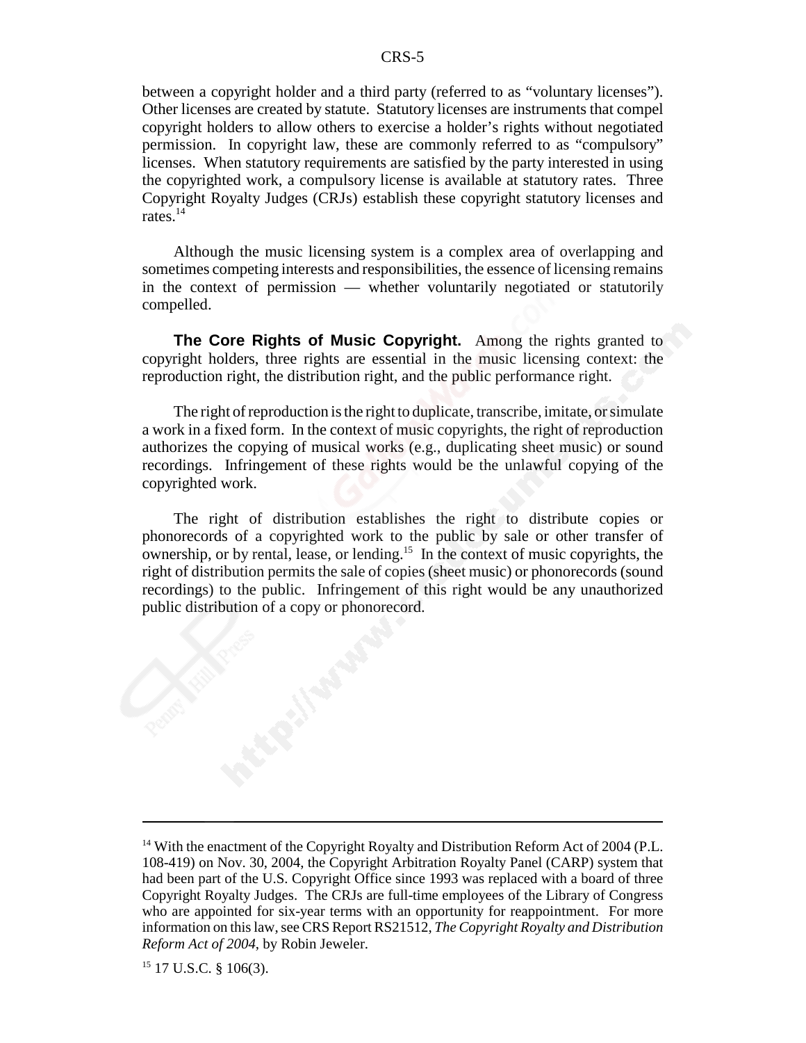between a copyright holder and a third party (referred to as "voluntary licenses"). Other licenses are created by statute. Statutory licenses are instruments that compel copyright holders to allow others to exercise a holder's rights without negotiated permission. In copyright law, these are commonly referred to as "compulsory" licenses. When statutory requirements are satisfied by the party interested in using the copyrighted work, a compulsory license is available at statutory rates. Three Copyright Royalty Judges (CRJs) establish these copyright statutory licenses and rates.[14]

Although the music licensing system is a complex area of overlapping and sometimes competing interests and responsibilities, the essence of licensing remains in the context of permission — whether voluntarily negotiated or statutorily compelled.

**The Core Rights of Music Copyright.** Among the rights granted to copyright holders, three rights are essential in the music licensing context: the reproduction right, the distribution right, and the public performance right.

The right of reproduction is the right to duplicate, transcribe, imitate, or simulate a work in a fixed form. In the context of music copyrights, the right of reproduction authorizes the copying of musical works (e.g., duplicating sheet music) or sound recordings. Infringement of these rights would be the unlawful copying of the copyrighted work.

The right of distribution establishes the right to distribute copies or phonorecords of a copyrighted work to the public by sale or other transfer of ownership, or by rental, lease, or lending.[15] In the context of music copyrights, the right of distribution permits the sale of copies (sheet music) or phonorecords (sound recordings) to the public. Infringement of this right would be any unauthorized public distribution of a copy or phonorecord.

---

[14] With the enactment of the Copyright Royalty and Distribution Reform Act of 2004 (P.L. 108-419) on Nov. 30, 2004, the Copyright Arbitration Royalty Panel (CARP) system that had been part of the U.S. Copyright Office since 1993 was replaced with a board of three Copyright Royalty Judges. The CRJs are full-time employees of the Library of Congress who are appointed for six-year terms with an opportunity for reappointment. For more information on this law, see CRS Report RS21512, *The Copyright Royalty and Distribution Reform Act of 2004*, by Robin Jeweler.

[15] 17 U.S.C. § 106(3).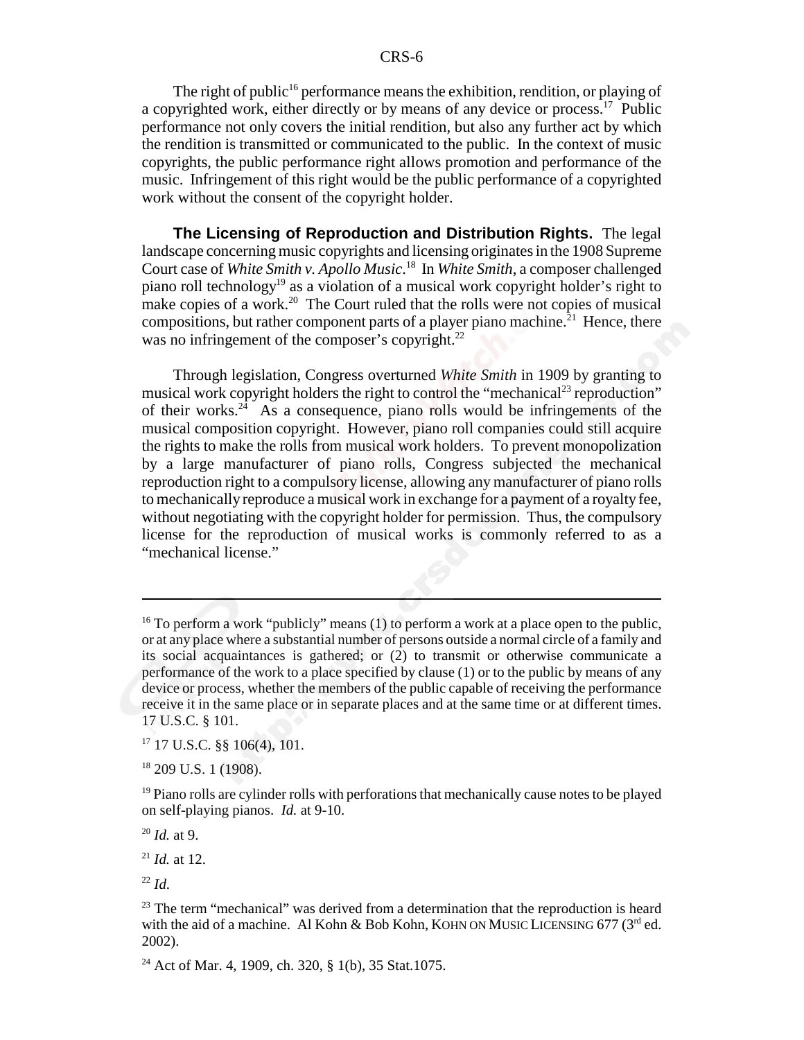The right of public[16] performance means the exhibition, rendition, or playing of a copyrighted work, either directly or by means of any device or process.[17] Public performance not only covers the initial rendition, but also any further act by which the rendition is transmitted or communicated to the public. In the context of music copyrights, the public performance right allows promotion and performance of the music. Infringement of this right would be the public performance of a copyrighted work without the consent of the copyright holder.

**The Licensing of Reproduction and Distribution Rights.** The legal landscape concerning music copyrights and licensing originates in the 1908 Supreme Court case of *White Smith v. Apollo Music*.[18] In *White Smith*, a composer challenged piano roll technology[19] as a violation of a musical work copyright holder's right to make copies of a work.[20] The Court ruled that the rolls were not copies of musical compositions, but rather component parts of a player piano machine.[21] Hence, there was no infringement of the composer's copyright.[22]

Through legislation, Congress overturned *White Smith* in 1909 by granting to musical work copyright holders the right to control the "mechanical[23] reproduction" of their works.[24] As a consequence, piano rolls would be infringements of the musical composition copyright. However, piano roll companies could still acquire the rights to make the rolls from musical work holders. To prevent monopolization by a large manufacturer of piano rolls, Congress subjected the mechanical reproduction right to a compulsory license, allowing any manufacturer of piano rolls to mechanically reproduce a musical work in exchange for a payment of a royalty fee, without negotiating with the copyright holder for permission. Thus, the compulsory license for the reproduction of musical works is commonly referred to as a "mechanical license."

---

[16] To perform a work "publicly" means (1) to perform a work at a place open to the public, or at any place where a substantial number of persons outside a normal circle of a family and its social acquaintances is gathered; or (2) to transmit or otherwise communicate a performance of the work to a place specified by clause (1) or to the public by means of any device or process, whether the members of the public capable of receiving the performance receive it in the same place or in separate places and at the same time or at different times. 17 U.S.C. § 101.

[17] 17 U.S.C. §§ 106(4), 101.

[18] 209 U.S. 1 (1908).

[19] Piano rolls are cylinder rolls with perforations that mechanically cause notes to be played on self-playing pianos. *Id.* at 9-10.

[20] *Id.* at 9.

[21] *Id.* at 12.

[22] *Id.*

[23] The term "mechanical" was derived from a determination that the reproduction is heard with the aid of a machine. Al Kohn & Bob Kohn, KOHN ON MUSIC LICENSING 677 (3rd ed. 2002).

[24] Act of Mar. 4, 1909, ch. 320, § 1(b), 35 Stat.1075.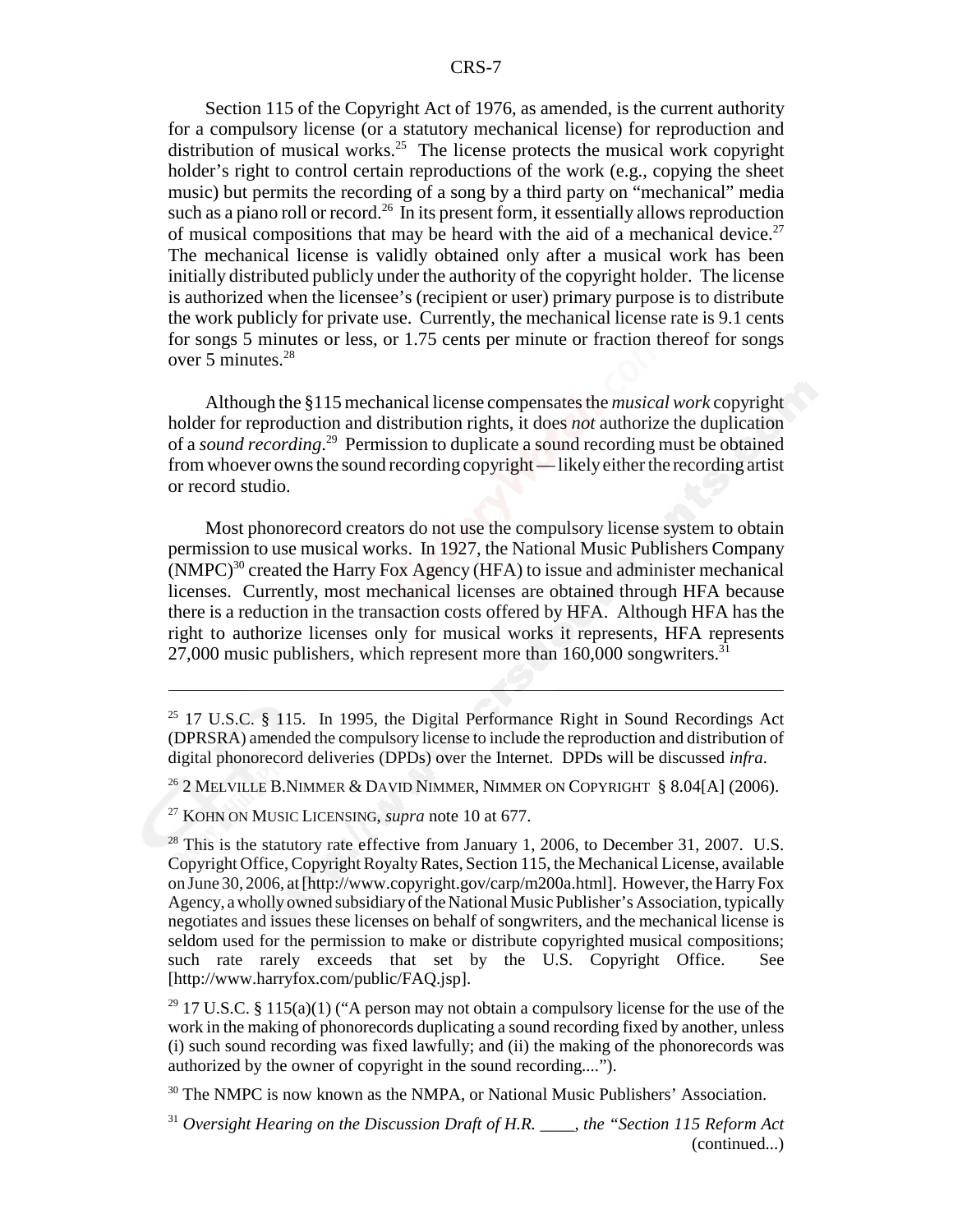Section 115 of the Copyright Act of 1976, as amended, is the current authority for a compulsory license (or a statutory mechanical license) for reproduction and distribution of musical works.[25] The license protects the musical work copyright holder's right to control certain reproductions of the work (e.g., copying the sheet music) but permits the recording of a song by a third party on "mechanical" media such as a piano roll or record.[26] In its present form, it essentially allows reproduction of musical compositions that may be heard with the aid of a mechanical device.[27] The mechanical license is validly obtained only after a musical work has been initially distributed publicly under the authority of the copyright holder. The license is authorized when the licensee's (recipient or user) primary purpose is to distribute the work publicly for private use. Currently, the mechanical license rate is 9.1 cents for songs 5 minutes or less, or 1.75 cents per minute or fraction thereof for songs over 5 minutes.[28]

Although the §115 mechanical license compensates the *musical work* copyright holder for reproduction and distribution rights, it does *not* authorize the duplication of a *sound recording*.[29] Permission to duplicate a sound recording must be obtained from whoever owns the sound recording copyright — likely either the recording artist or record studio.

Most phonorecord creators do not use the compulsory license system to obtain permission to use musical works. In 1927, the National Music Publishers Company (NMPC)[30] created the Harry Fox Agency (HFA) to issue and administer mechanical licenses. Currently, most mechanical licenses are obtained through HFA because there is a reduction in the transaction costs offered by HFA. Although HFA has the right to authorize licenses only for musical works it represents, HFA represents 27,000 music publishers, which represent more than 160,000 songwriters.[31]

---

[25] 17 U.S.C. § 115. In 1995, the Digital Performance Right in Sound Recordings Act (DPRSRA) amended the compulsory license to include the reproduction and distribution of digital phonorecord deliveries (DPDs) over the Internet. DPDs will be discussed *infra*.

[26] 2 MELVILLE B.NIMMER & DAVID NIMMER, NIMMER ON COPYRIGHT § 8.04[A] (2006).

[27] KOHN ON MUSIC LICENSING, *supra* note 10 at 677.

[28] This is the statutory rate effective from January 1, 2006, to December 31, 2007. U.S. Copyright Office, Copyright Royalty Rates, Section 115, the Mechanical License, available on June 30, 2006, at [http://www.copyright.gov/carp/m200a.html]. However, the Harry Fox Agency, a wholly owned subsidiary of the National Music Publisher's Association, typically negotiates and issues these licenses on behalf of songwriters, and the mechanical license is seldom used for the permission to make or distribute copyrighted musical compositions; such rate rarely exceeds that set by the U.S. Copyright Office. See [http://www.harryfox.com/public/FAQ.jsp].

[29] 17 U.S.C. § 115(a)(1) ("A person may not obtain a compulsory license for the use of the work in the making of phonorecords duplicating a sound recording fixed by another, unless (i) such sound recording was fixed lawfully; and (ii) the making of the phonorecords was authorized by the owner of copyright in the sound recording....").

[30] The NMPC is now known as the NMPA, or National Music Publishers' Association.

[31] *Oversight Hearing on the Discussion Draft of H.R. ____, the "Section 115 Reform Act* (continued...)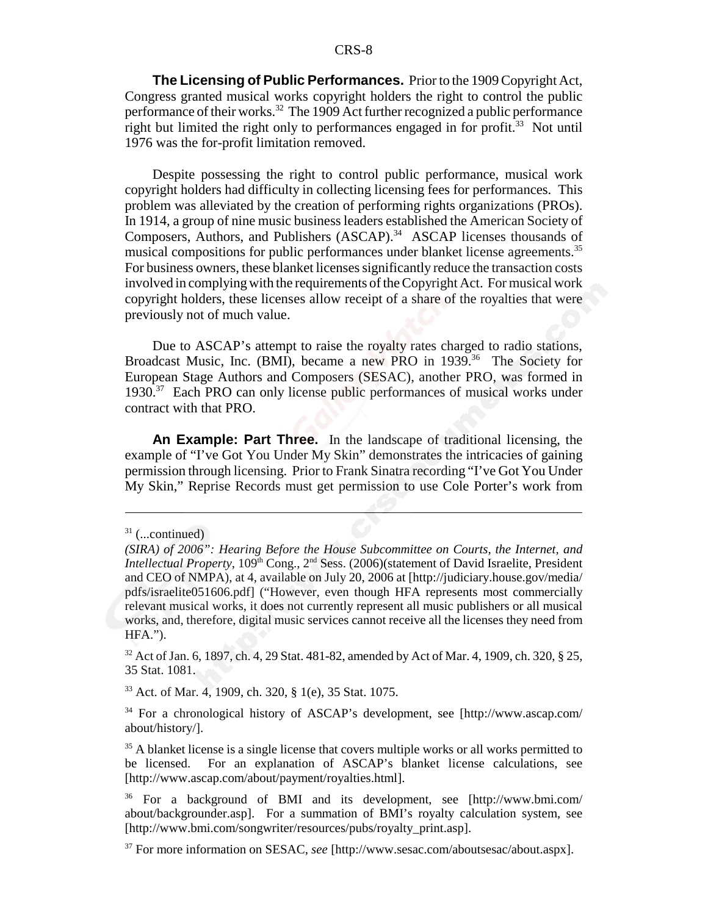**The Licensing of Public Performances.** Prior to the 1909 Copyright Act, Congress granted musical works copyright holders the right to control the public performance of their works.[32] The 1909 Act further recognized a public performance right but limited the right only to performances engaged in for profit.[33] Not until 1976 was the for-profit limitation removed.

Despite possessing the right to control public performance, musical work copyright holders had difficulty in collecting licensing fees for performances. This problem was alleviated by the creation of performing rights organizations (PROs). In 1914, a group of nine music business leaders established the American Society of Composers, Authors, and Publishers (ASCAP).[34] ASCAP licenses thousands of musical compositions for public performances under blanket license agreements.[35] For business owners, these blanket licenses significantly reduce the transaction costs involved in complying with the requirements of the Copyright Act. For musical work copyright holders, these licenses allow receipt of a share of the royalties that were previously not of much value.

Due to ASCAP's attempt to raise the royalty rates charged to radio stations, Broadcast Music, Inc. (BMI), became a new PRO in 1939.[36] The Society for European Stage Authors and Composers (SESAC), another PRO, was formed in 1930.[37] Each PRO can only license public performances of musical works under contract with that PRO.

**An Example: Part Three.** In the landscape of traditional licensing, the example of "I've Got You Under My Skin" demonstrates the intricacies of gaining permission through licensing. Prior to Frank Sinatra recording "I've Got You Under My Skin," Reprise Records must get permission to use Cole Porter's work from

---

[31] (...continued)
*(SIRA) of 2006": Hearing Before the House Subcommittee on Courts, the Internet, and Intellectual Property*, 109th Cong., 2nd Sess. (2006)(statement of David Israelite, President and CEO of NMPA), at 4, available on July 20, 2006 at [http://judiciary.house.gov/media/pdfs/israelite051606.pdf] ("However, even though HFA represents most commercially relevant musical works, it does not currently represent all music publishers or all musical works, and, therefore, digital music services cannot receive all the licenses they need from HFA.").

[32] Act of Jan. 6, 1897, ch. 4, 29 Stat. 481-82, amended by Act of Mar. 4, 1909, ch. 320, § 25, 35 Stat. 1081.

[33] Act. of Mar. 4, 1909, ch. 320, § 1(e), 35 Stat. 1075.

[34] For a chronological history of ASCAP's development, see [http://www.ascap.com/about/history/].

[35] A blanket license is a single license that covers multiple works or all works permitted to be licensed. For an explanation of ASCAP's blanket license calculations, see [http://www.ascap.com/about/payment/royalties.html].

[36] For a background of BMI and its development, see [http://www.bmi.com/about/backgrounder.asp]. For a summation of BMI's royalty calculation system, see [http://www.bmi.com/songwriter/resources/pubs/royalty_print.asp].

[37] For more information on SESAC, *see* [http://www.sesac.com/aboutsesac/about.aspx].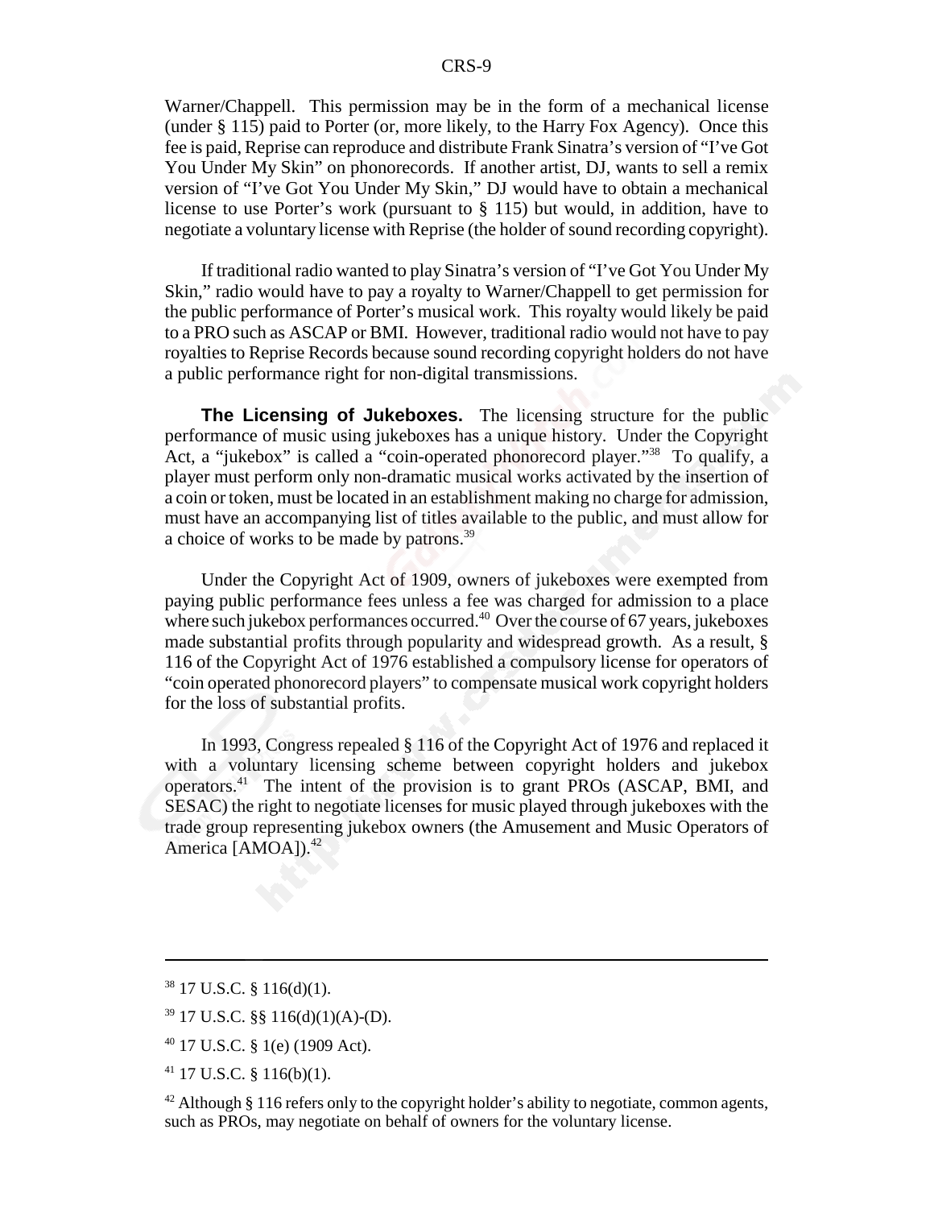Warner/Chappell. This permission may be in the form of a mechanical license (under § 115) paid to Porter (or, more likely, to the Harry Fox Agency). Once this fee is paid, Reprise can reproduce and distribute Frank Sinatra's version of "I've Got You Under My Skin" on phonorecords. If another artist, DJ, wants to sell a remix version of "I've Got You Under My Skin," DJ would have to obtain a mechanical license to use Porter's work (pursuant to § 115) but would, in addition, have to negotiate a voluntary license with Reprise (the holder of sound recording copyright).

If traditional radio wanted to play Sinatra's version of "I've Got You Under My Skin," radio would have to pay a royalty to Warner/Chappell to get permission for the public performance of Porter's musical work. This royalty would likely be paid to a PRO such as ASCAP or BMI. However, traditional radio would not have to pay royalties to Reprise Records because sound recording copyright holders do not have a public performance right for non-digital transmissions.

**The Licensing of Jukeboxes.** The licensing structure for the public performance of music using jukeboxes has a unique history. Under the Copyright Act, a "jukebox" is called a "coin-operated phonorecord player."[38] To qualify, a player must perform only non-dramatic musical works activated by the insertion of a coin or token, must be located in an establishment making no charge for admission, must have an accompanying list of titles available to the public, and must allow for a choice of works to be made by patrons.[39]

Under the Copyright Act of 1909, owners of jukeboxes were exempted from paying public performance fees unless a fee was charged for admission to a place where such jukebox performances occurred.[40] Over the course of 67 years, jukeboxes made substantial profits through popularity and widespread growth. As a result, § 116 of the Copyright Act of 1976 established a compulsory license for operators of "coin operated phonorecord players" to compensate musical work copyright holders for the loss of substantial profits.

In 1993, Congress repealed § 116 of the Copyright Act of 1976 and replaced it with a voluntary licensing scheme between copyright holders and jukebox operators.[41] The intent of the provision is to grant PROs (ASCAP, BMI, and SESAC) the right to negotiate licenses for music played through jukeboxes with the trade group representing jukebox owners (the Amusement and Music Operators of America [AMOA]).[42]

---

[38] 17 U.S.C. § 116(d)(1).

[39] 17 U.S.C. §§ 116(d)(1)(A)-(D).

[40] 17 U.S.C. § 1(e) (1909 Act).

[41] 17 U.S.C. § 116(b)(1).

[42] Although § 116 refers only to the copyright holder's ability to negotiate, common agents, such as PROs, may negotiate on behalf of owners for the voluntary license.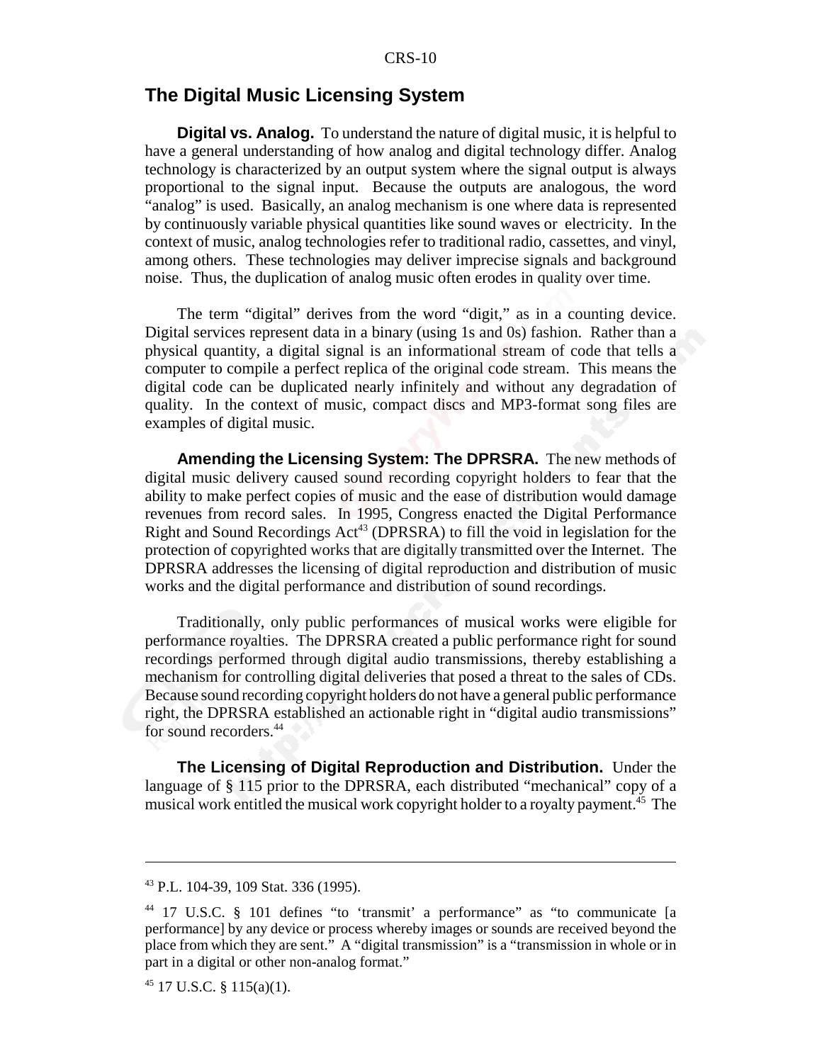## The Digital Music Licensing System

**Digital vs. Analog.** To understand the nature of digital music, it is helpful to have a general understanding of how analog and digital technology differ. Analog technology is characterized by an output system where the signal output is always proportional to the signal input. Because the outputs are analogous, the word "analog" is used. Basically, an analog mechanism is one where data is represented by continuously variable physical quantities like sound waves or electricity. In the context of music, analog technologies refer to traditional radio, cassettes, and vinyl, among others. These technologies may deliver imprecise signals and background noise. Thus, the duplication of analog music often erodes in quality over time.

The term "digital" derives from the word "digit," as in a counting device. Digital services represent data in a binary (using 1s and 0s) fashion. Rather than a physical quantity, a digital signal is an informational stream of code that tells a computer to compile a perfect replica of the original code stream. This means the digital code can be duplicated nearly infinitely and without any degradation of quality. In the context of music, compact discs and MP3-format song files are examples of digital music.

**Amending the Licensing System: The DPRSRA.** The new methods of digital music delivery caused sound recording copyright holders to fear that the ability to make perfect copies of music and the ease of distribution would damage revenues from record sales. In 1995, Congress enacted the Digital Performance Right and Sound Recordings Act[43] (DPRSRA) to fill the void in legislation for the protection of copyrighted works that are digitally transmitted over the Internet. The DPRSRA addresses the licensing of digital reproduction and distribution of music works and the digital performance and distribution of sound recordings.

Traditionally, only public performances of musical works were eligible for performance royalties. The DPRSRA created a public performance right for sound recordings performed through digital audio transmissions, thereby establishing a mechanism for controlling digital deliveries that posed a threat to the sales of CDs. Because sound recording copyright holders do not have a general public performance right, the DPRSRA established an actionable right in "digital audio transmissions" for sound recorders.[44]

**The Licensing of Digital Reproduction and Distribution.** Under the language of § 115 prior to the DPRSRA, each distributed "mechanical" copy of a musical work entitled the musical work copyright holder to a royalty payment.[45] The

---

[43] P.L. 104-39, 109 Stat. 336 (1995).

[44] 17 U.S.C. § 101 defines "to 'transmit' a performance" as "to communicate [a performance] by any device or process whereby images or sounds are received beyond the place from which they are sent." A "digital transmission" is a "transmission in whole or in part in a digital or other non-analog format."

[45] 17 U.S.C. § 115(a)(1).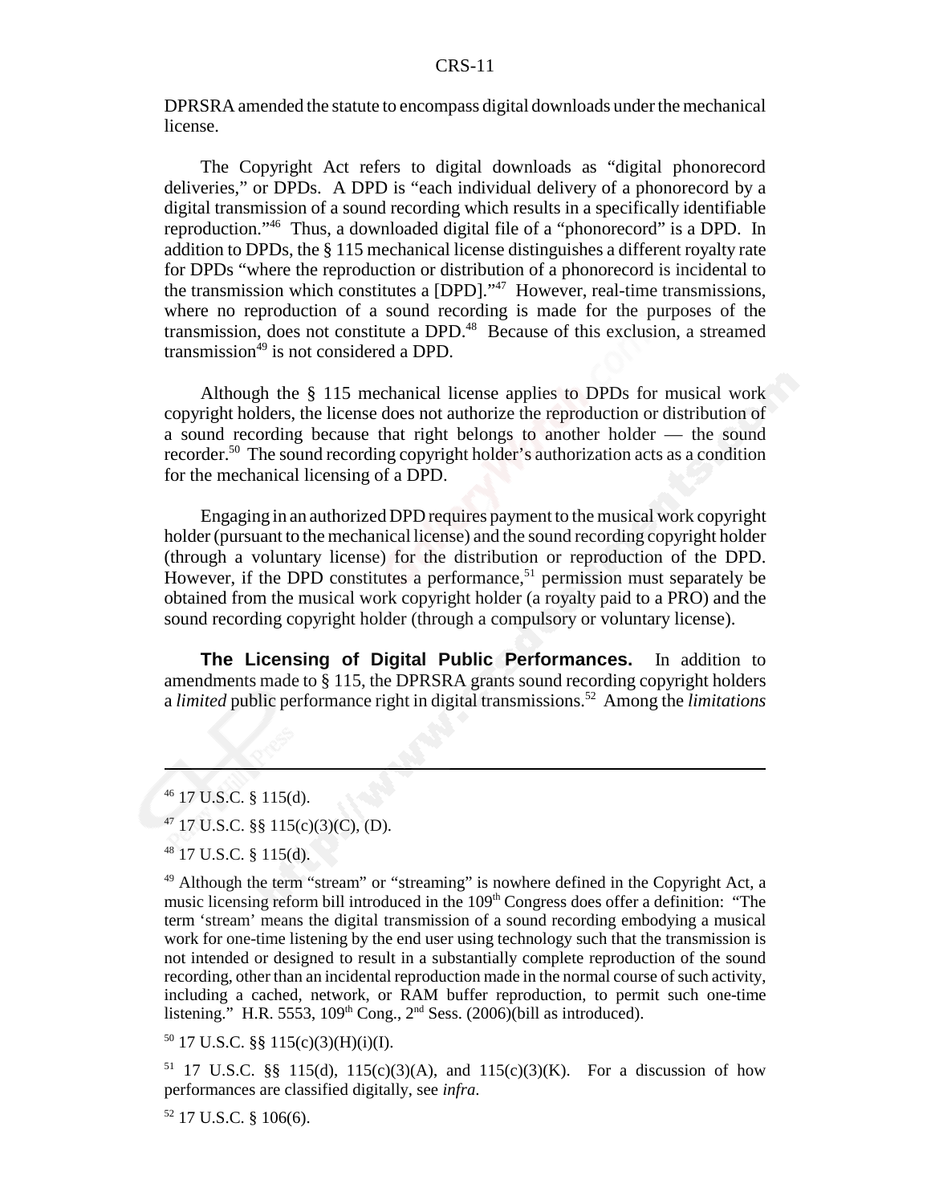DPRSRA amended the statute to encompass digital downloads under the mechanical license.

The Copyright Act refers to digital downloads as "digital phonorecord deliveries," or DPDs. A DPD is "each individual delivery of a phonorecord by a digital transmission of a sound recording which results in a specifically identifiable reproduction."[46] Thus, a downloaded digital file of a "phonorecord" is a DPD. In addition to DPDs, the § 115 mechanical license distinguishes a different royalty rate for DPDs "where the reproduction or distribution of a phonorecord is incidental to the transmission which constitutes a [DPD]."[47] However, real-time transmissions, where no reproduction of a sound recording is made for the purposes of the transmission, does not constitute a DPD.[48] Because of this exclusion, a streamed transmission[49] is not considered a DPD.

Although the § 115 mechanical license applies to DPDs for musical work copyright holders, the license does not authorize the reproduction or distribution of a sound recording because that right belongs to another holder — the sound recorder.[50] The sound recording copyright holder's authorization acts as a condition for the mechanical licensing of a DPD.

Engaging in an authorized DPD requires payment to the musical work copyright holder (pursuant to the mechanical license) and the sound recording copyright holder (through a voluntary license) for the distribution or reproduction of the DPD. However, if the DPD constitutes a performance,[51] permission must separately be obtained from the musical work copyright holder (a royalty paid to a PRO) and the sound recording copyright holder (through a compulsory or voluntary license).

**The Licensing of Digital Public Performances.** In addition to amendments made to § 115, the DPRSRA grants sound recording copyright holders a *limited* public performance right in digital transmissions.[52] Among the *limitations*

---

[46] 17 U.S.C. § 115(d).

[47] 17 U.S.C. §§ 115(c)(3)(C), (D).

[48] 17 U.S.C. § 115(d).

[49] Although the term "stream" or "streaming" is nowhere defined in the Copyright Act, a music licensing reform bill introduced in the 109th Congress does offer a definition: "The term 'stream' means the digital transmission of a sound recording embodying a musical work for one-time listening by the end user using technology such that the transmission is not intended or designed to result in a substantially complete reproduction of the sound recording, other than an incidental reproduction made in the normal course of such activity, including a cached, network, or RAM buffer reproduction, to permit such one-time listening." H.R. 5553, 109th Cong., 2nd Sess. (2006)(bill as introduced).

[50] 17 U.S.C. §§ 115(c)(3)(H)(i)(I).

[51] 17 U.S.C. §§ 115(d), 115(c)(3)(A), and 115(c)(3)(K). For a discussion of how performances are classified digitally, see *infra*.

[52] 17 U.S.C. § 106(6).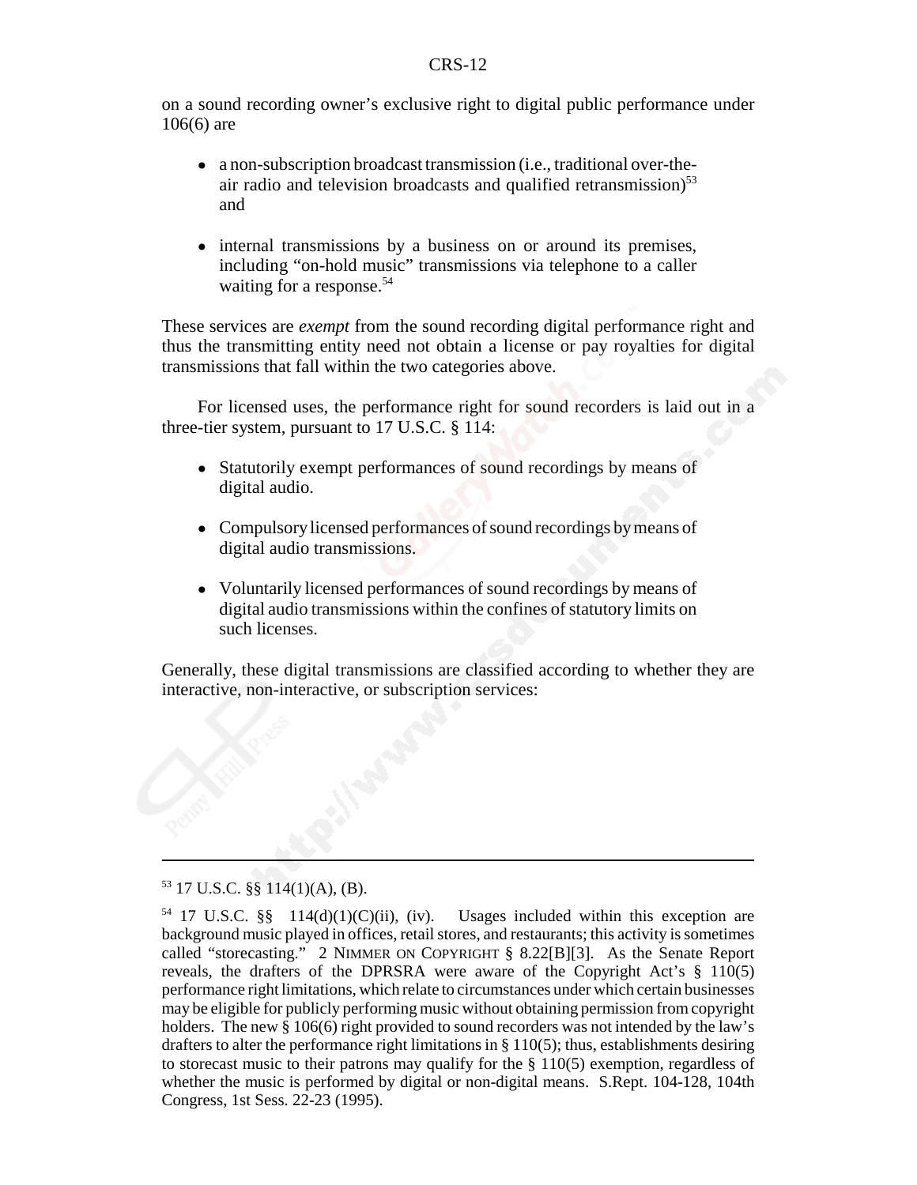on a sound recording owner's exclusive right to digital public performance under 106(6) are

- a non-subscription broadcast transmission (i.e., traditional over-the-air radio and television broadcasts and qualified retransmission)[53] and

- internal transmissions by a business on or around its premises, including "on-hold music" transmissions via telephone to a caller waiting for a response.[54]

These services are *exempt* from the sound recording digital performance right and thus the transmitting entity need not obtain a license or pay royalties for digital transmissions that fall within the two categories above.

For licensed uses, the performance right for sound recorders is laid out in a three-tier system, pursuant to 17 U.S.C. § 114:

- Statutorily exempt performances of sound recordings by means of digital audio.

- Compulsory licensed performances of sound recordings by means of digital audio transmissions.

- Voluntarily licensed performances of sound recordings by means of digital audio transmissions within the confines of statutory limits on such licenses.

Generally, these digital transmissions are classified according to whether they are interactive, non-interactive, or subscription services:

---

[53] 17 U.S.C. §§ 114(1)(A), (B).

[54] 17 U.S.C. §§ 114(d)(1)(C)(ii), (iv). Usages included within this exception are background music played in offices, retail stores, and restaurants; this activity is sometimes called "storecasting." 2 NIMMER ON COPYRIGHT § 8.22[B][3]. As the Senate Report reveals, the drafters of the DPRSRA were aware of the Copyright Act's § 110(5) performance right limitations, which relate to circumstances under which certain businesses may be eligible for publicly performing music without obtaining permission from copyright holders. The new § 106(6) right provided to sound recorders was not intended by the law's drafters to alter the performance right limitations in § 110(5); thus, establishments desiring to storecast music to their patrons may qualify for the § 110(5) exemption, regardless of whether the music is performed by digital or non-digital means. S.Rept. 104-128, 104th Congress, 1st Sess. 22-23 (1995).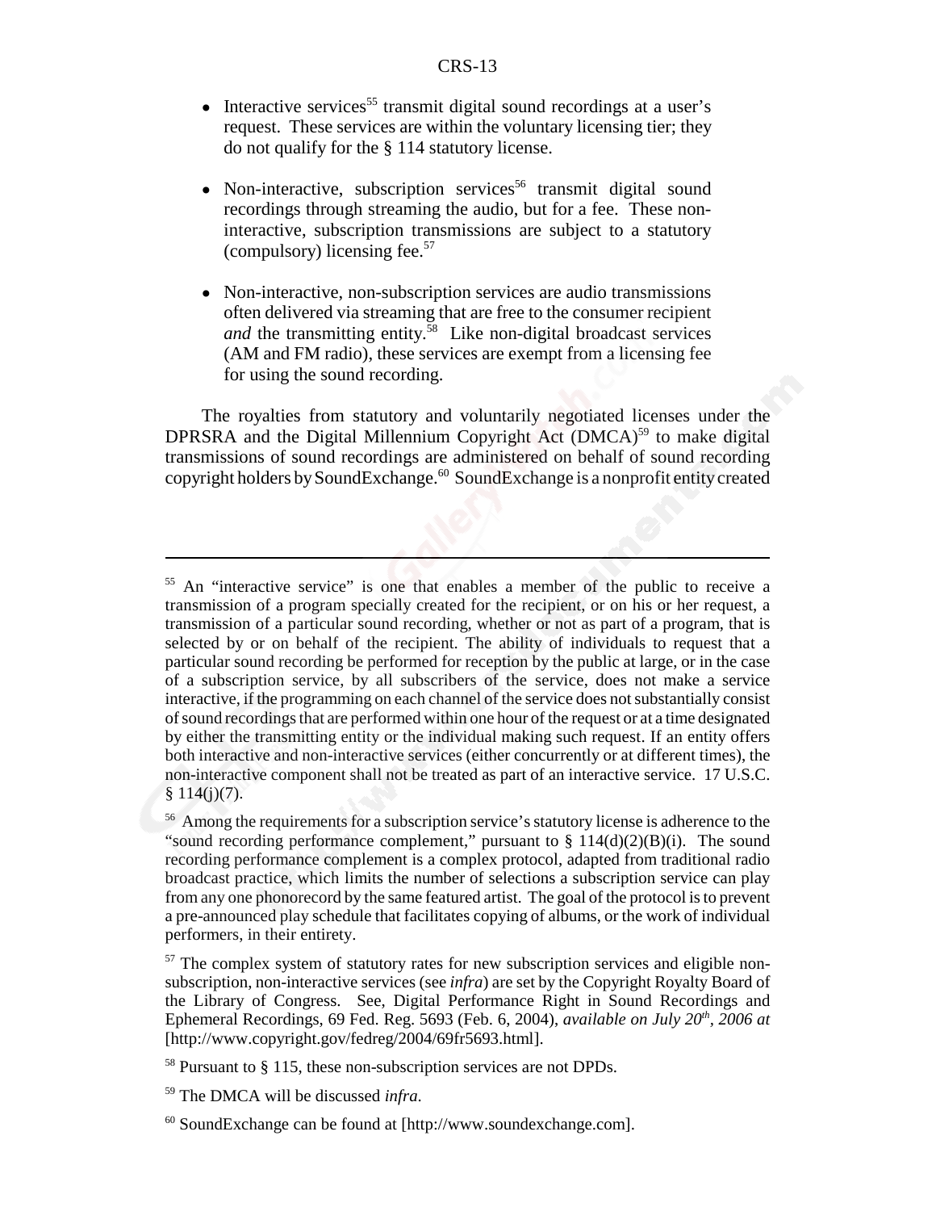- Interactive services[55] transmit digital sound recordings at a user's request. These services are within the voluntary licensing tier; they do not qualify for the § 114 statutory license.

- Non-interactive, subscription services[56] transmit digital sound recordings through streaming the audio, but for a fee. These non-interactive, subscription transmissions are subject to a statutory (compulsory) licensing fee.[57]

- Non-interactive, non-subscription services are audio transmissions often delivered via streaming that are free to the consumer recipient *and* the transmitting entity.[58] Like non-digital broadcast services (AM and FM radio), these services are exempt from a licensing fee for using the sound recording.

The royalties from statutory and voluntarily negotiated licenses under the DPRSRA and the Digital Millennium Copyright Act (DMCA)[59] to make digital transmissions of sound recordings are administered on behalf of sound recording copyright holders by SoundExchange.[60] SoundExchange is a nonprofit entity created

---

[55] An "interactive service" is one that enables a member of the public to receive a transmission of a program specially created for the recipient, or on his or her request, a transmission of a particular sound recording, whether or not as part of a program, that is selected by or on behalf of the recipient. The ability of individuals to request that a particular sound recording be performed for reception by the public at large, or in the case of a subscription service, by all subscribers of the service, does not make a service interactive, if the programming on each channel of the service does not substantially consist of sound recordings that are performed within one hour of the request or at a time designated by either the transmitting entity or the individual making such request. If an entity offers both interactive and non-interactive services (either concurrently or at different times), the non-interactive component shall not be treated as part of an interactive service. 17 U.S.C. § 114(j)(7).

[56] Among the requirements for a subscription service's statutory license is adherence to the "sound recording performance complement," pursuant to § 114(d)(2)(B)(i). The sound recording performance complement is a complex protocol, adapted from traditional radio broadcast practice, which limits the number of selections a subscription service can play from any one phonorecord by the same featured artist. The goal of the protocol is to prevent a pre-announced play schedule that facilitates copying of albums, or the work of individual performers, in their entirety.

[57] The complex system of statutory rates for new subscription services and eligible non-subscription, non-interactive services (see *infra*) are set by the Copyright Royalty Board of the Library of Congress. See, Digital Performance Right in Sound Recordings and Ephemeral Recordings, 69 Fed. Reg. 5693 (Feb. 6, 2004), *available on July 20th, 2006 at* [http://www.copyright.gov/fedreg/2004/69fr5693.html].

[58] Pursuant to § 115, these non-subscription services are not DPDs.

[59] The DMCA will be discussed *infra.*

[60] SoundExchange can be found at [http://www.soundexchange.com].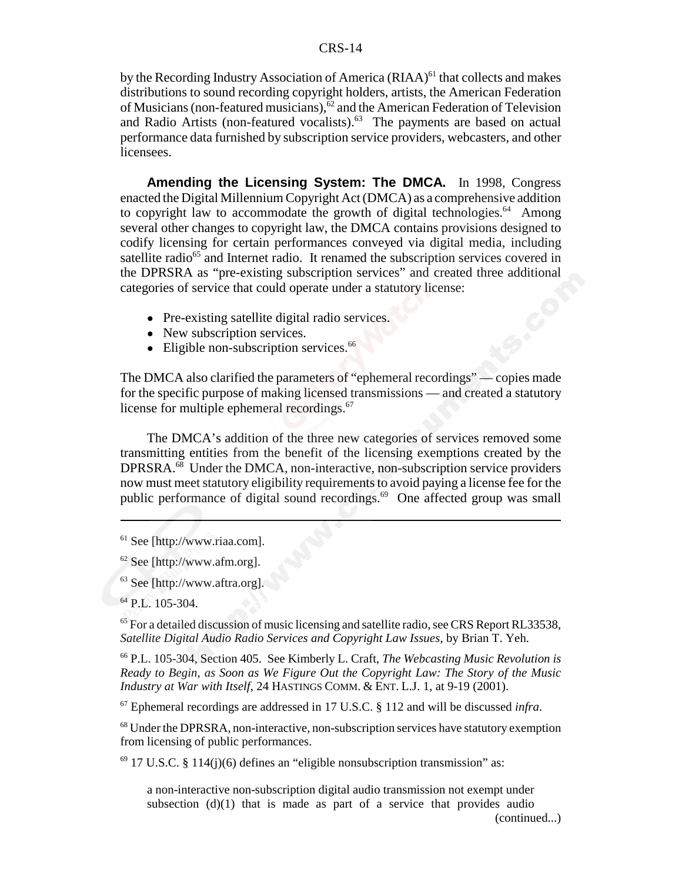by the Recording Industry Association of America (RIAA)[61] that collects and makes distributions to sound recording copyright holders, artists, the American Federation of Musicians (non-featured musicians),[62] and the American Federation of Television and Radio Artists (non-featured vocalists).[63] The payments are based on actual performance data furnished by subscription service providers, webcasters, and other licensees.

**Amending the Licensing System: The DMCA.** In 1998, Congress enacted the Digital Millennium Copyright Act (DMCA) as a comprehensive addition to copyright law to accommodate the growth of digital technologies.[64] Among several other changes to copyright law, the DMCA contains provisions designed to codify licensing for certain performances conveyed via digital media, including satellite radio[65] and Internet radio. It renamed the subscription services covered in the DPRSRA as "pre-existing subscription services" and created three additional categories of service that could operate under a statutory license:

- Pre-existing satellite digital radio services.
- New subscription services.
- Eligible non-subscription services.[66]

The DMCA also clarified the parameters of "ephemeral recordings" — copies made for the specific purpose of making licensed transmissions — and created a statutory license for multiple ephemeral recordings.[67]

The DMCA's addition of the three new categories of services removed some transmitting entities from the benefit of the licensing exemptions created by the DPRSRA.[68] Under the DMCA, non-interactive, non-subscription service providers now must meet statutory eligibility requirements to avoid paying a license fee for the public performance of digital sound recordings.[69] One affected group was small

---

[61] See [http://www.riaa.com].

[62] See [http://www.afm.org].

[63] See [http://www.aftra.org].

[64] P.L. 105-304.

[65] For a detailed discussion of music licensing and satellite radio, see CRS Report RL33538, *Satellite Digital Audio Radio Services and Copyright Law Issues*, by Brian T. Yeh.

[66] P.L. 105-304, Section 405. See Kimberly L. Craft, *The Webcasting Music Revolution is Ready to Begin, as Soon as We Figure Out the Copyright Law: The Story of the Music Industry at War with Itself*, 24 HASTINGS COMM. & ENT. L.J. 1, at 9-19 (2001).

[67] Ephemeral recordings are addressed in 17 U.S.C. § 112 and will be discussed *infra*.

[68] Under the DPRSRA, non-interactive, non-subscription services have statutory exemption from licensing of public performances.

[69] 17 U.S.C. § 114(j)(6) defines an "eligible nonsubscription transmission" as:

> a non-interactive non-subscription digital audio transmission not exempt under subsection (d)(1) that is made as part of a service that provides audio

(continued...)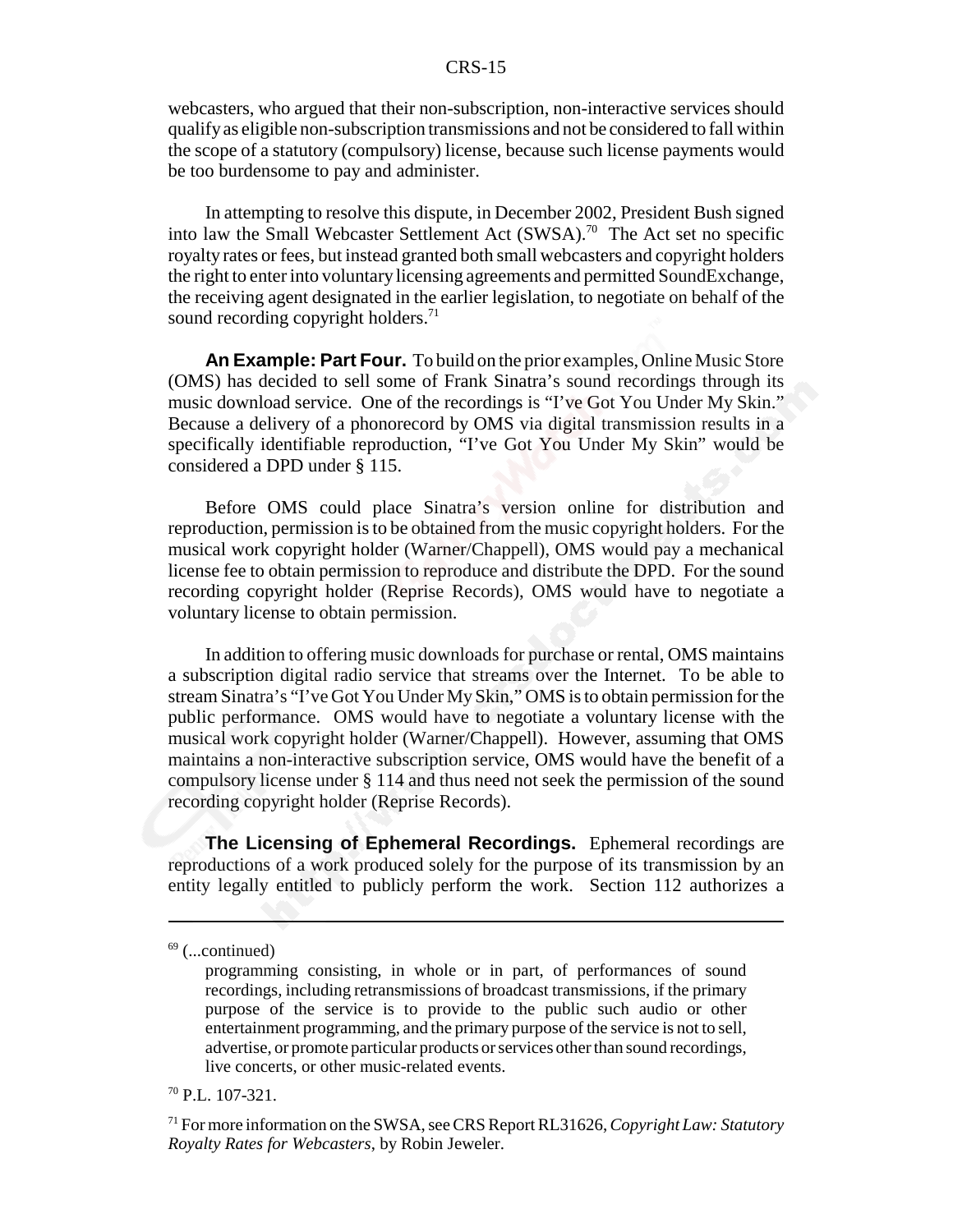webcasters, who argued that their non-subscription, non-interactive services should qualify as eligible non-subscription transmissions and not be considered to fall within the scope of a statutory (compulsory) license, because such license payments would be too burdensome to pay and administer.

In attempting to resolve this dispute, in December 2002, President Bush signed into law the Small Webcaster Settlement Act (SWSA).[70] The Act set no specific royalty rates or fees, but instead granted both small webcasters and copyright holders the right to enter into voluntary licensing agreements and permitted SoundExchange, the receiving agent designated in the earlier legislation, to negotiate on behalf of the sound recording copyright holders.[71]

**An Example: Part Four.** To build on the prior examples, Online Music Store (OMS) has decided to sell some of Frank Sinatra's sound recordings through its music download service. One of the recordings is "I've Got You Under My Skin." Because a delivery of a phonorecord by OMS via digital transmission results in a specifically identifiable reproduction, "I've Got You Under My Skin" would be considered a DPD under § 115.

Before OMS could place Sinatra's version online for distribution and reproduction, permission is to be obtained from the music copyright holders. For the musical work copyright holder (Warner/Chappell), OMS would pay a mechanical license fee to obtain permission to reproduce and distribute the DPD. For the sound recording copyright holder (Reprise Records), OMS would have to negotiate a voluntary license to obtain permission.

In addition to offering music downloads for purchase or rental, OMS maintains a subscription digital radio service that streams over the Internet. To be able to stream Sinatra's "I've Got You Under My Skin," OMS is to obtain permission for the public performance. OMS would have to negotiate a voluntary license with the musical work copyright holder (Warner/Chappell). However, assuming that OMS maintains a non-interactive subscription service, OMS would have the benefit of a compulsory license under § 114 and thus need not seek the permission of the sound recording copyright holder (Reprise Records).

**The Licensing of Ephemeral Recordings.** Ephemeral recordings are reproductions of a work produced solely for the purpose of its transmission by an entity legally entitled to publicly perform the work. Section 112 authorizes a

---

[69] (...continued)

programming consisting, in whole or in part, of performances of sound recordings, including retransmissions of broadcast transmissions, if the primary purpose of the service is to provide to the public such audio or other entertainment programming, and the primary purpose of the service is not to sell, advertise, or promote particular products or services other than sound recordings, live concerts, or other music-related events.

[70] P.L. 107-321.

[71] For more information on the SWSA, see CRS Report RL31626, *Copyright Law: Statutory Royalty Rates for Webcasters*, by Robin Jeweler.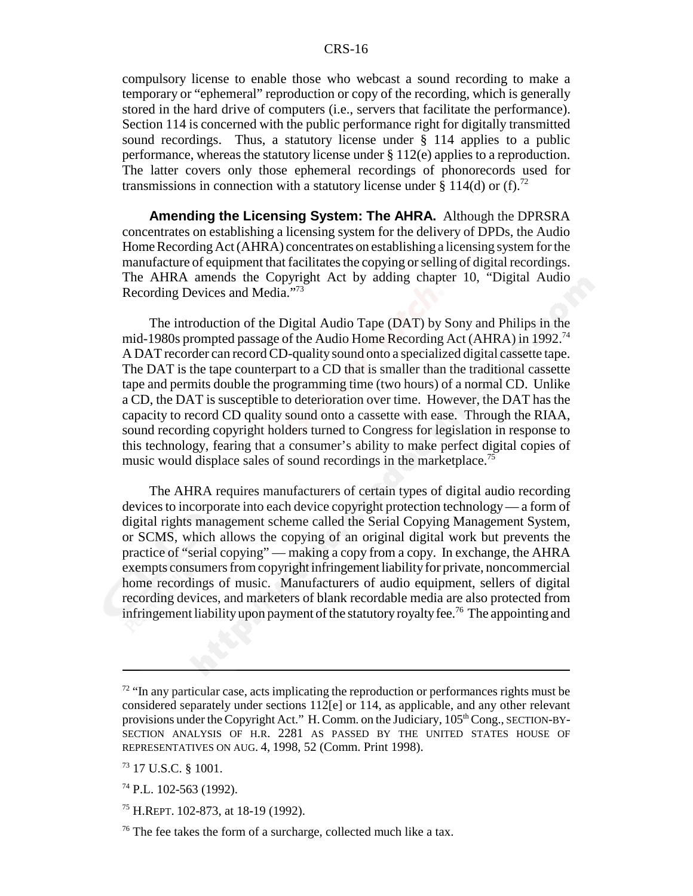compulsory license to enable those who webcast a sound recording to make a temporary or "ephemeral" reproduction or copy of the recording, which is generally stored in the hard drive of computers (i.e., servers that facilitate the performance). Section 114 is concerned with the public performance right for digitally transmitted sound recordings. Thus, a statutory license under § 114 applies to a public performance, whereas the statutory license under § 112(e) applies to a reproduction. The latter covers only those ephemeral recordings of phonorecords used for transmissions in connection with a statutory license under § 114(d) or (f).[72]

**Amending the Licensing System: The AHRA.** Although the DPRSRA concentrates on establishing a licensing system for the delivery of DPDs, the Audio Home Recording Act (AHRA) concentrates on establishing a licensing system for the manufacture of equipment that facilitates the copying or selling of digital recordings. The AHRA amends the Copyright Act by adding chapter 10, "Digital Audio Recording Devices and Media."[73]

The introduction of the Digital Audio Tape (DAT) by Sony and Philips in the mid-1980s prompted passage of the Audio Home Recording Act (AHRA) in 1992.[74] A DAT recorder can record CD-quality sound onto a specialized digital cassette tape. The DAT is the tape counterpart to a CD that is smaller than the traditional cassette tape and permits double the programming time (two hours) of a normal CD. Unlike a CD, the DAT is susceptible to deterioration over time. However, the DAT has the capacity to record CD quality sound onto a cassette with ease. Through the RIAA, sound recording copyright holders turned to Congress for legislation in response to this technology, fearing that a consumer's ability to make perfect digital copies of music would displace sales of sound recordings in the marketplace.[75]

The AHRA requires manufacturers of certain types of digital audio recording devices to incorporate into each device copyright protection technology — a form of digital rights management scheme called the Serial Copying Management System, or SCMS, which allows the copying of an original digital work but prevents the practice of "serial copying" — making a copy from a copy. In exchange, the AHRA exempts consumers from copyright infringement liability for private, noncommercial home recordings of music. Manufacturers of audio equipment, sellers of digital recording devices, and marketers of blank recordable media are also protected from infringement liability upon payment of the statutory royalty fee.[76] The appointing and

---

[72] "In any particular case, acts implicating the reproduction or performances rights must be considered separately under sections 112[e] or 114, as applicable, and any other relevant provisions under the Copyright Act." H. Comm. on the Judiciary, 105th Cong., SECTION-BY-SECTION ANALYSIS OF H.R. 2281 AS PASSED BY THE UNITED STATES HOUSE OF REPRESENTATIVES ON AUG. 4, 1998, 52 (Comm. Print 1998).

[73] 17 U.S.C. § 1001.

[74] P.L. 102-563 (1992).

[75] H.REPT. 102-873, at 18-19 (1992).

[76] The fee takes the form of a surcharge, collected much like a tax.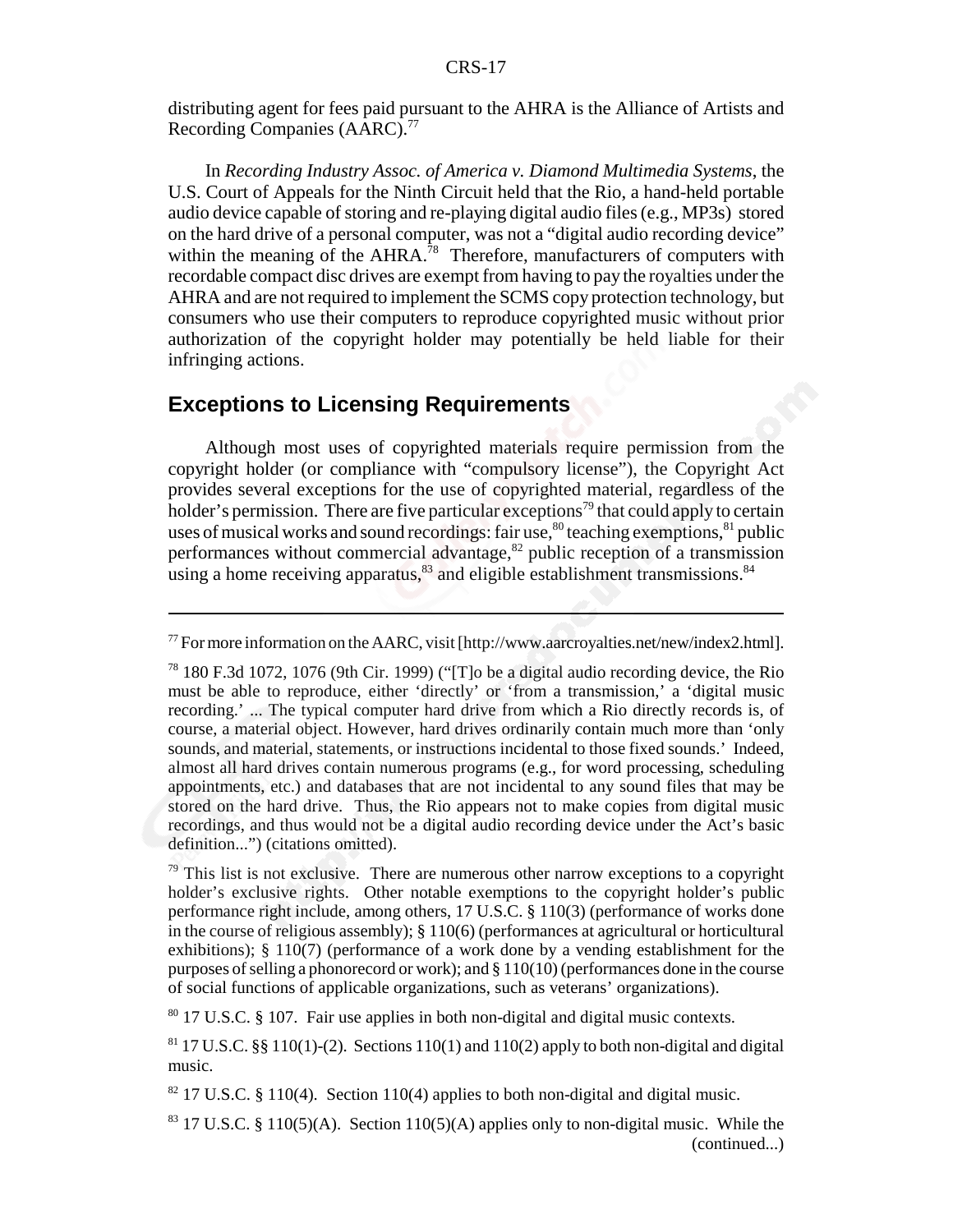distributing agent for fees paid pursuant to the AHRA is the Alliance of Artists and Recording Companies (AARC).[77]

In *Recording Industry Assoc. of America v. Diamond Multimedia Systems*, the U.S. Court of Appeals for the Ninth Circuit held that the Rio, a hand-held portable audio device capable of storing and re-playing digital audio files (e.g., MP3s) stored on the hard drive of a personal computer, was not a "digital audio recording device" within the meaning of the AHRA.[78] Therefore, manufacturers of computers with recordable compact disc drives are exempt from having to pay the royalties under the AHRA and are not required to implement the SCMS copy protection technology, but consumers who use their computers to reproduce copyrighted music without prior authorization of the copyright holder may potentially be held liable for their infringing actions.

## Exceptions to Licensing Requirements

Although most uses of copyrighted materials require permission from the copyright holder (or compliance with "compulsory license"), the Copyright Act provides several exceptions for the use of copyrighted material, regardless of the holder's permission. There are five particular exceptions[79] that could apply to certain uses of musical works and sound recordings: fair use,[80] teaching exemptions,[81] public performances without commercial advantage,[82] public reception of a transmission using a home receiving apparatus,[83] and eligible establishment transmissions.[84]

---

[77] For more information on the AARC, visit [http://www.aarcroyalties.net/new/index2.html].

[78] 180 F.3d 1072, 1076 (9th Cir. 1999) ("[T]o be a digital audio recording device, the Rio must be able to reproduce, either 'directly' or 'from a transmission,' a 'digital music recording.' ... The typical computer hard drive from which a Rio directly records is, of course, a material object. However, hard drives ordinarily contain much more than 'only sounds, and material, statements, or instructions incidental to those fixed sounds.' Indeed, almost all hard drives contain numerous programs (e.g., for word processing, scheduling appointments, etc.) and databases that are not incidental to any sound files that may be stored on the hard drive. Thus, the Rio appears not to make copies from digital music recordings, and thus would not be a digital audio recording device under the Act's basic definition...") (citations omitted).

[79] This list is not exclusive. There are numerous other narrow exceptions to a copyright holder's exclusive rights. Other notable exemptions to the copyright holder's public performance right include, among others, 17 U.S.C. § 110(3) (performance of works done in the course of religious assembly); § 110(6) (performances at agricultural or horticultural exhibitions); § 110(7) (performance of a work done by a vending establishment for the purposes of selling a phonorecord or work); and § 110(10) (performances done in the course of social functions of applicable organizations, such as veterans' organizations).

[80] 17 U.S.C. § 107. Fair use applies in both non-digital and digital music contexts.

[81] 17 U.S.C. §§ 110(1)-(2). Sections 110(1) and 110(2) apply to both non-digital and digital music.

[82] 17 U.S.C. § 110(4). Section 110(4) applies to both non-digital and digital music.

[83] 17 U.S.C. § 110(5)(A). Section 110(5)(A) applies only to non-digital music. While the (continued...)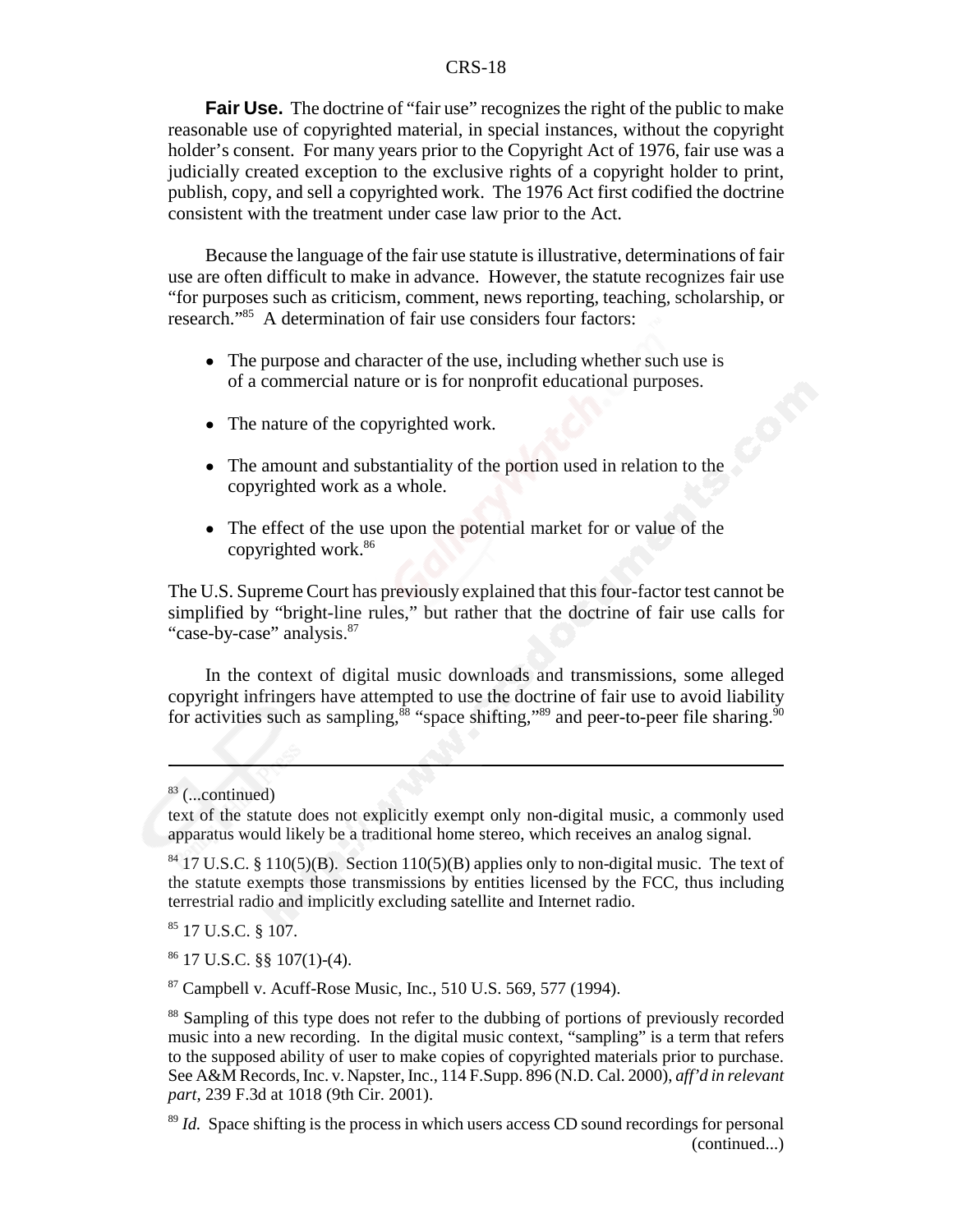**Fair Use.** The doctrine of "fair use" recognizes the right of the public to make reasonable use of copyrighted material, in special instances, without the copyright holder's consent. For many years prior to the Copyright Act of 1976, fair use was a judicially created exception to the exclusive rights of a copyright holder to print, publish, copy, and sell a copyrighted work. The 1976 Act first codified the doctrine consistent with the treatment under case law prior to the Act.

Because the language of the fair use statute is illustrative, determinations of fair use are often difficult to make in advance. However, the statute recognizes fair use "for purposes such as criticism, comment, news reporting, teaching, scholarship, or research."[85] A determination of fair use considers four factors:

- The purpose and character of the use, including whether such use is of a commercial nature or is for nonprofit educational purposes.
- The nature of the copyrighted work.
- The amount and substantiality of the portion used in relation to the copyrighted work as a whole.
- The effect of the use upon the potential market for or value of the copyrighted work.[86]

The U.S. Supreme Court has previously explained that this four-factor test cannot be simplified by "bright-line rules," but rather that the doctrine of fair use calls for "case-by-case" analysis.[87]

In the context of digital music downloads and transmissions, some alleged copyright infringers have attempted to use the doctrine of fair use to avoid liability for activities such as sampling,[88] "space shifting,"[89] and peer-to-peer file sharing.[90]

---

[83] (...continued)
text of the statute does not explicitly exempt only non-digital music, a commonly used apparatus would likely be a traditional home stereo, which receives an analog signal.

[84] 17 U.S.C. § 110(5)(B). Section 110(5)(B) applies only to non-digital music. The text of the statute exempts those transmissions by entities licensed by the FCC, thus including terrestrial radio and implicitly excluding satellite and Internet radio.

[85] 17 U.S.C. § 107.

[86] 17 U.S.C. §§ 107(1)-(4).

[87] Campbell v. Acuff-Rose Music, Inc., 510 U.S. 569, 577 (1994).

[88] Sampling of this type does not refer to the dubbing of portions of previously recorded music into a new recording. In the digital music context, "sampling" is a term that refers to the supposed ability of user to make copies of copyrighted materials prior to purchase. See A&M Records, Inc. v. Napster, Inc., 114 F.Supp. 896 (N.D. Cal. 2000), *aff'd in relevant part*, 239 F.3d at 1018 (9th Cir. 2001).

[89] *Id.* Space shifting is the process in which users access CD sound recordings for personal (continued...)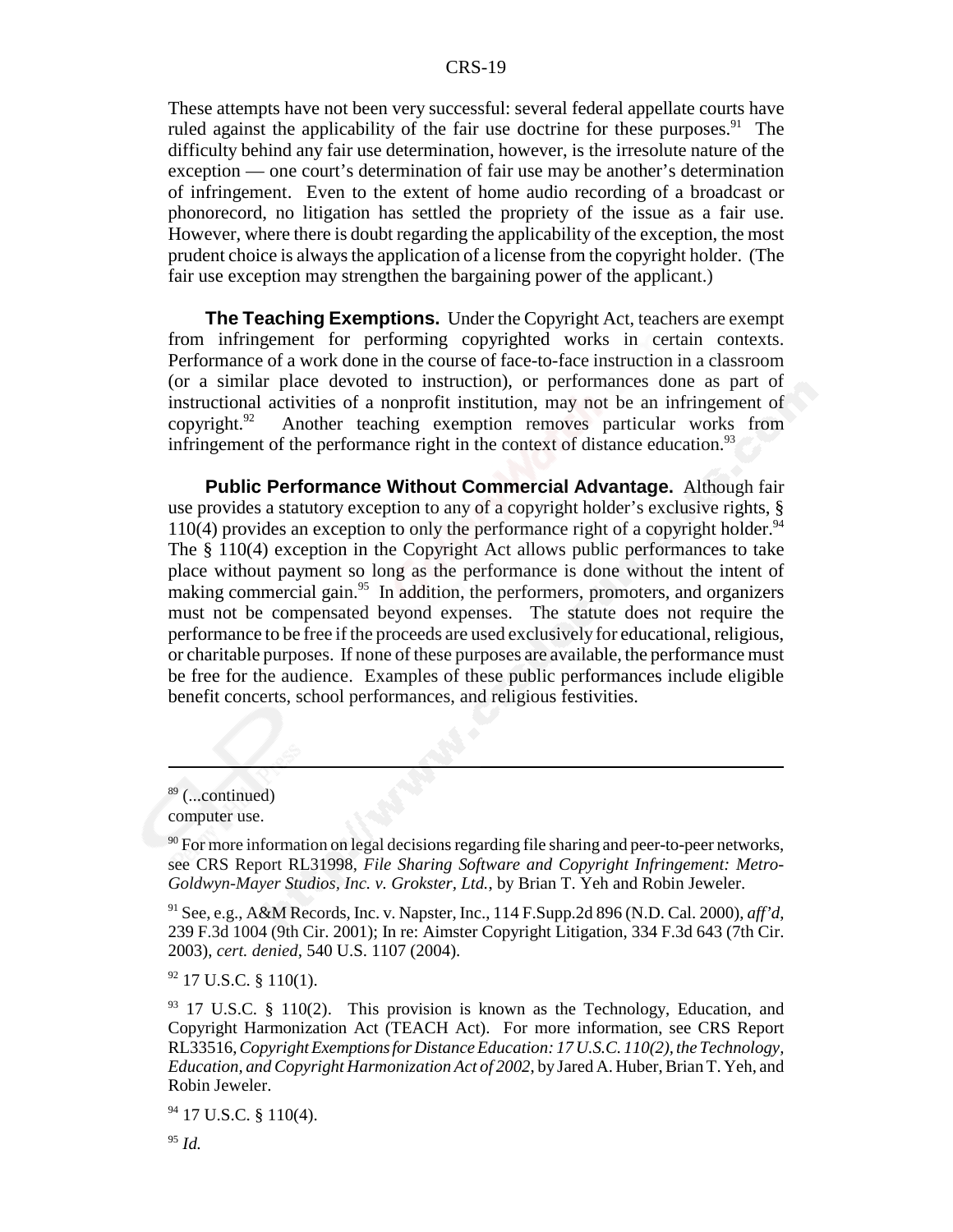These attempts have not been very successful: several federal appellate courts have ruled against the applicability of the fair use doctrine for these purposes.[91] The difficulty behind any fair use determination, however, is the irresolute nature of the exception — one court's determination of fair use may be another's determination of infringement. Even to the extent of home audio recording of a broadcast or phonorecord, no litigation has settled the propriety of the issue as a fair use. However, where there is doubt regarding the applicability of the exception, the most prudent choice is always the application of a license from the copyright holder. (The fair use exception may strengthen the bargaining power of the applicant.)

**The Teaching Exemptions.** Under the Copyright Act, teachers are exempt from infringement for performing copyrighted works in certain contexts. Performance of a work done in the course of face-to-face instruction in a classroom (or a similar place devoted to instruction), or performances done as part of instructional activities of a nonprofit institution, may not be an infringement of copyright.[92] Another teaching exemption removes particular works from infringement of the performance right in the context of distance education.[93]

**Public Performance Without Commercial Advantage.** Although fair use provides a statutory exception to any of a copyright holder's exclusive rights, § 110(4) provides an exception to only the performance right of a copyright holder.[94] The § 110(4) exception in the Copyright Act allows public performances to take place without payment so long as the performance is done without the intent of making commercial gain.[95] In addition, the performers, promoters, and organizers must not be compensated beyond expenses. The statute does not require the performance to be free if the proceeds are used exclusively for educational, religious, or charitable purposes. If none of these purposes are available, the performance must be free for the audience. Examples of these public performances include eligible benefit concerts, school performances, and religious festivities.

---

[89] (...continued)
computer use.

[90] For more information on legal decisions regarding file sharing and peer-to-peer networks, see CRS Report RL31998, *File Sharing Software and Copyright Infringement: Metro-Goldwyn-Mayer Studios, Inc. v. Grokster, Ltd.*, by Brian T. Yeh and Robin Jeweler.

[91] See, e.g., A&M Records, Inc. v. Napster, Inc., 114 F.Supp.2d 896 (N.D. Cal. 2000), *aff'd*, 239 F.3d 1004 (9th Cir. 2001); In re: Aimster Copyright Litigation, 334 F.3d 643 (7th Cir. 2003), *cert. denied*, 540 U.S. 1107 (2004).

[92] 17 U.S.C. § 110(1).

[93] 17 U.S.C. § 110(2). This provision is known as the Technology, Education, and Copyright Harmonization Act (TEACH Act). For more information, see CRS Report RL33516, *Copyright Exemptions for Distance Education: 17 U.S.C. 110(2), the Technology, Education, and Copyright Harmonization Act of 2002*, by Jared A. Huber, Brian T. Yeh, and Robin Jeweler.

[94] 17 U.S.C. § 110(4).

[95] *Id.*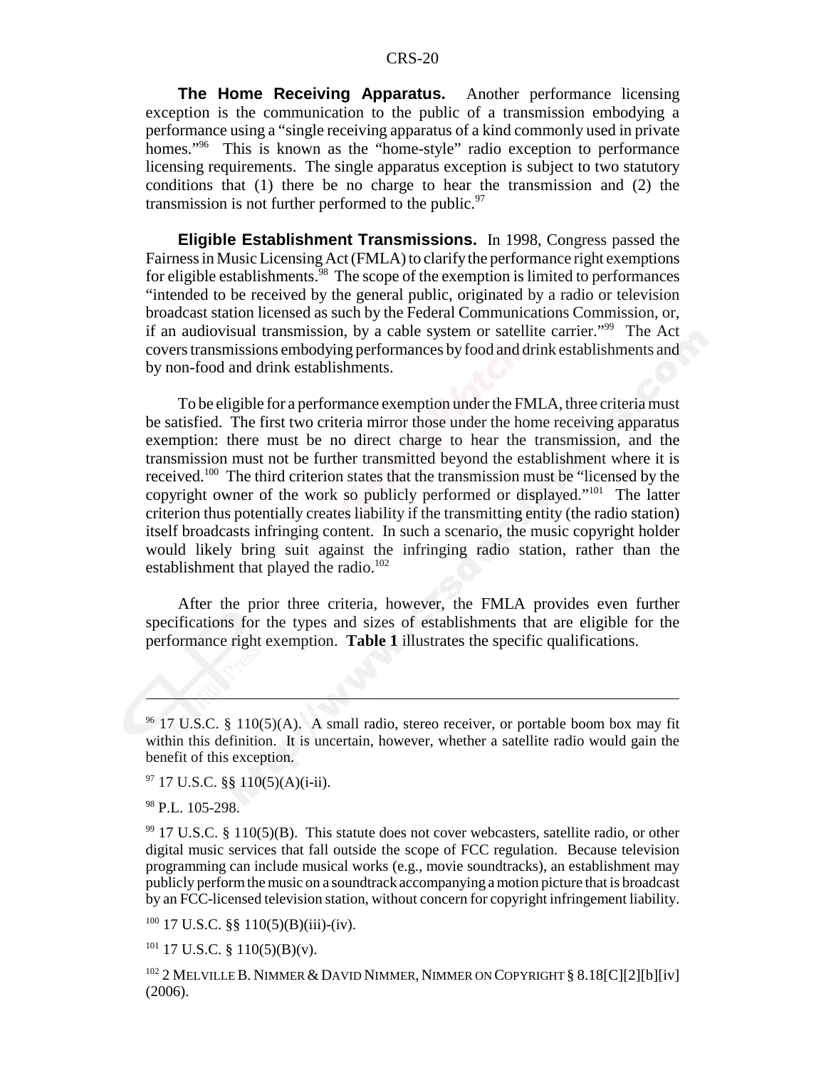**The Home Receiving Apparatus.** Another performance licensing exception is the communication to the public of a transmission embodying a performance using a "single receiving apparatus of a kind commonly used in private homes."[96] This is known as the "home-style" radio exception to performance licensing requirements. The single apparatus exception is subject to two statutory conditions that (1) there be no charge to hear the transmission and (2) the transmission is not further performed to the public.[97]

**Eligible Establishment Transmissions.** In 1998, Congress passed the Fairness in Music Licensing Act (FMLA) to clarify the performance right exemptions for eligible establishments.[98] The scope of the exemption is limited to performances "intended to be received by the general public, originated by a radio or television broadcast station licensed as such by the Federal Communications Commission, or, if an audiovisual transmission, by a cable system or satellite carrier."[99] The Act covers transmissions embodying performances by food and drink establishments and by non-food and drink establishments.

To be eligible for a performance exemption under the FMLA, three criteria must be satisfied. The first two criteria mirror those under the home receiving apparatus exemption: there must be no direct charge to hear the transmission, and the transmission must not be further transmitted beyond the establishment where it is received.[100] The third criterion states that the transmission must be "licensed by the copyright owner of the work so publicly performed or displayed."[101] The latter criterion thus potentially creates liability if the transmitting entity (the radio station) itself broadcasts infringing content. In such a scenario, the music copyright holder would likely bring suit against the infringing radio station, rather than the establishment that played the radio.[102]

After the prior three criteria, however, the FMLA provides even further specifications for the types and sizes of establishments that are eligible for the performance right exemption. **Table 1** illustrates the specific qualifications.

---

[96] 17 U.S.C. § 110(5)(A). A small radio, stereo receiver, or portable boom box may fit within this definition. It is uncertain, however, whether a satellite radio would gain the benefit of this exception.

[97] 17 U.S.C. §§ 110(5)(A)(i-ii).

[98] P.L. 105-298.

[99] 17 U.S.C. § 110(5)(B). This statute does not cover webcasters, satellite radio, or other digital music services that fall outside the scope of FCC regulation. Because television programming can include musical works (e.g., movie soundtracks), an establishment may publicly perform the music on a soundtrack accompanying a motion picture that is broadcast by an FCC-licensed television station, without concern for copyright infringement liability.

[100] 17 U.S.C. §§ 110(5)(B)(iii)-(iv).

[101] 17 U.S.C. § 110(5)(B)(v).

[102] 2 MELVILLE B. NIMMER & DAVID NIMMER, NIMMER ON COPYRIGHT § 8.18[C][2][b][iv] (2006).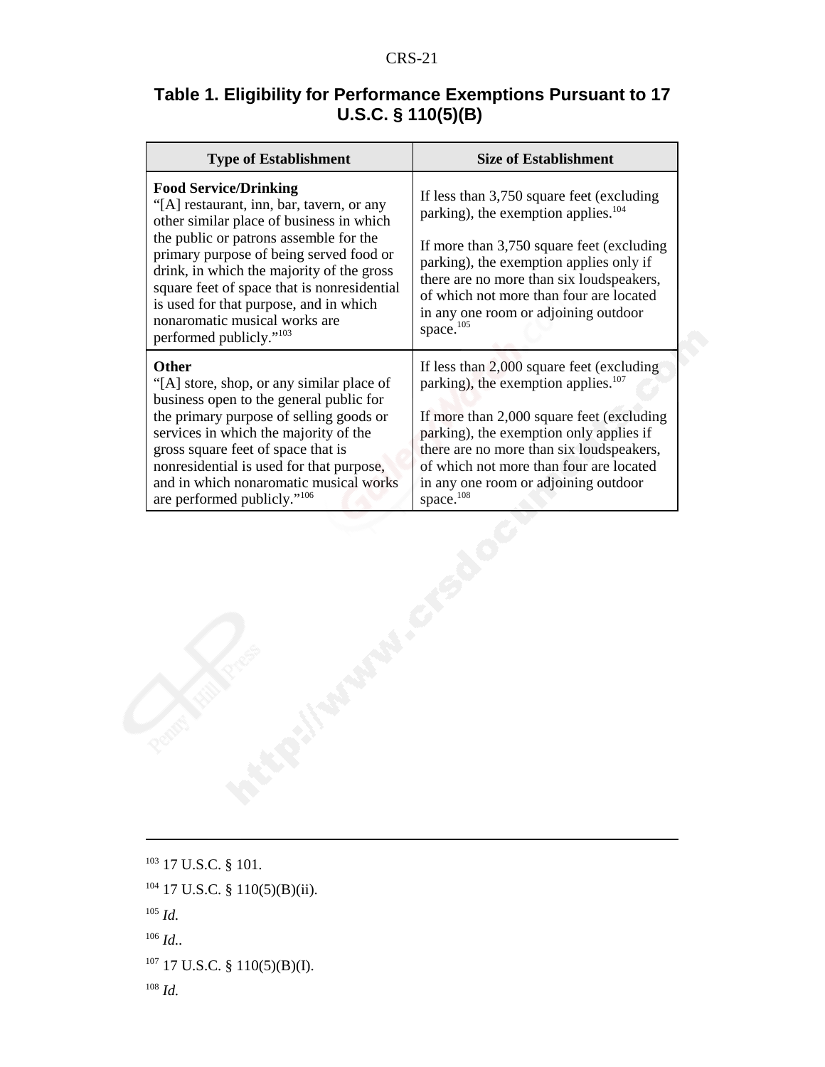**Table 1. Eligibility for Performance Exemptions Pursuant to 17 U.S.C. § 110(5)(B)**

| Type of Establishment | Size of Establishment |
|---|---|
| **Food Service/Drinking** "[A] restaurant, inn, bar, tavern, or any other similar place of business in which the public or patrons assemble for the primary purpose of being served food or drink, in which the majority of the gross square feet of space that is nonresidential is used for that purpose, and in which nonaromatic musical works are performed publicly."[103] | If less than 3,750 square feet (excluding parking), the exemption applies.[104] If more than 3,750 square feet (excluding parking), the exemption applies only if there are no more than six loudspeakers, of which not more than four are located in any one room or adjoining outdoor space.[105] |
| **Other** "[A] store, shop, or any similar place of business open to the general public for the primary purpose of selling goods or services in which the majority of the gross square feet of space that is nonresidential is used for that purpose, and in which nonaromatic musical works are performed publicly."[106] | If less than 2,000 square feet (excluding parking), the exemption applies.[107] If more than 2,000 square feet (excluding parking), the exemption only applies if there are no more than six loudspeakers, of which not more than four are located in any one room or adjoining outdoor space.[108] |

---

[103] 17 U.S.C. § 101.

[104] 17 U.S.C. § 110(5)(B)(ii).

[105] *Id.*

[106] *Id.*.

[107] 17 U.S.C. § 110(5)(B)(I).

[108] *Id.*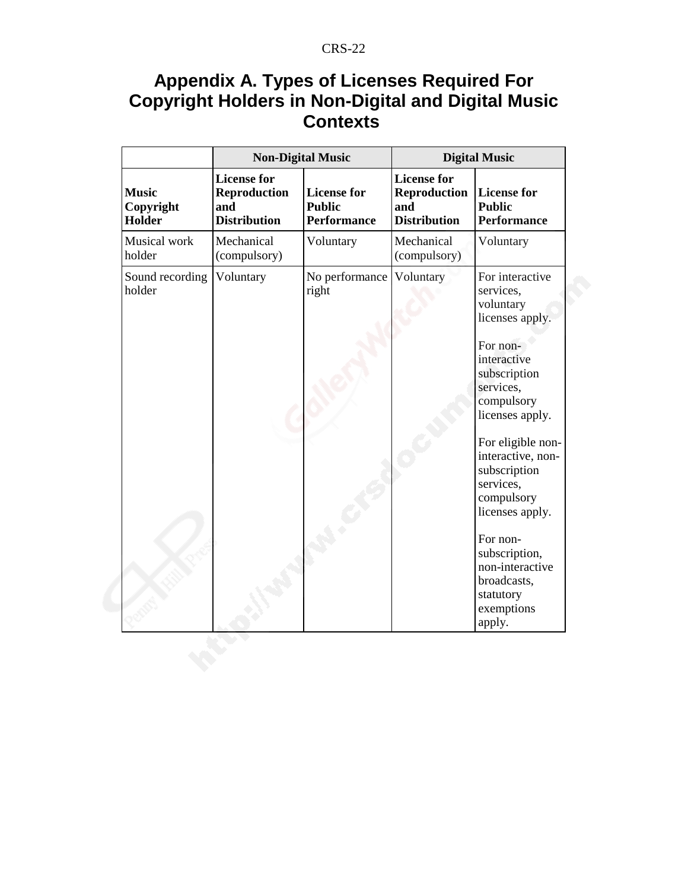# Appendix A. Types of Licenses Required For Copyright Holders in Non-Digital and Digital Music Contexts

| | Non-Digital Music | | Digital Music | |
|---|---|---|---|---|
| **Music Copyright Holder** | **License for Reproduction and Distribution** | **License for Public Performance** | **License for Reproduction and Distribution** | **License for Public Performance** |
| Musical work holder | Mechanical (compulsory) | Voluntary | Mechanical (compulsory) | Voluntary |
| Sound recording holder | Voluntary | No performance right | Voluntary | For interactive services, voluntary licenses apply.<br><br>For non-interactive subscription services, compulsory licenses apply.<br><br>For eligible non-interactive, non-subscription services, compulsory licenses apply.<br><br>For non-subscription, non-interactive broadcasts, statutory exemptions apply. |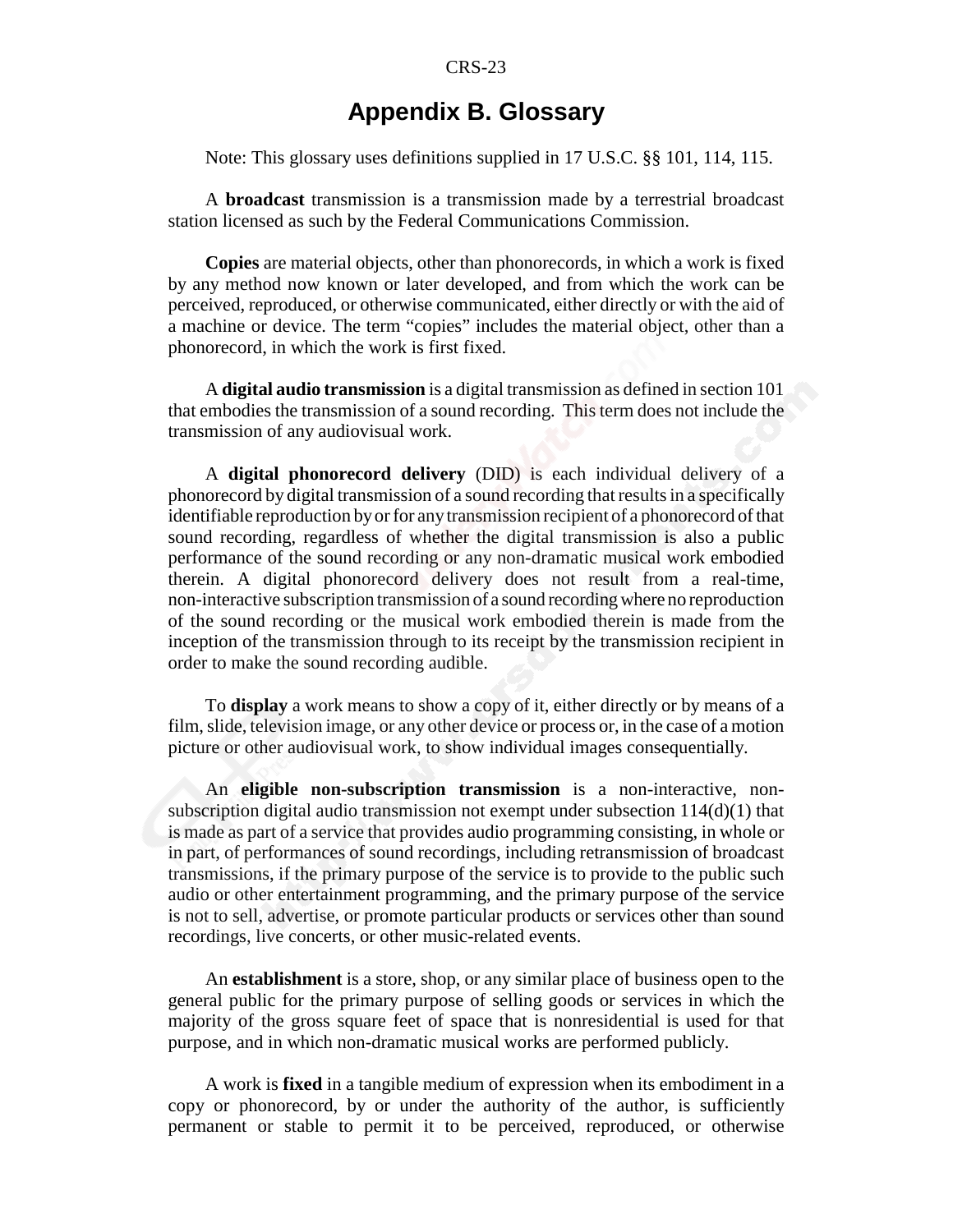# Appendix B. Glossary

Note: This glossary uses definitions supplied in 17 U.S.C. §§ 101, 114, 115.

A **broadcast** transmission is a transmission made by a terrestrial broadcast station licensed as such by the Federal Communications Commission.

**Copies** are material objects, other than phonorecords, in which a work is fixed by any method now known or later developed, and from which the work can be perceived, reproduced, or otherwise communicated, either directly or with the aid of a machine or device. The term "copies" includes the material object, other than a phonorecord, in which the work is first fixed.

A **digital audio transmission** is a digital transmission as defined in section 101 that embodies the transmission of a sound recording. This term does not include the transmission of any audiovisual work.

A **digital phonorecord delivery** (DID) is each individual delivery of a phonorecord by digital transmission of a sound recording that results in a specifically identifiable reproduction by or for any transmission recipient of a phonorecord of that sound recording, regardless of whether the digital transmission is also a public performance of the sound recording or any non-dramatic musical work embodied therein. A digital phonorecord delivery does not result from a real-time, non-interactive subscription transmission of a sound recording where no reproduction of the sound recording or the musical work embodied therein is made from the inception of the transmission through to its receipt by the transmission recipient in order to make the sound recording audible.

To **display** a work means to show a copy of it, either directly or by means of a film, slide, television image, or any other device or process or, in the case of a motion picture or other audiovisual work, to show individual images consequentially.

An **eligible non-subscription transmission** is a non-interactive, non-subscription digital audio transmission not exempt under subsection 114(d)(1) that is made as part of a service that provides audio programming consisting, in whole or in part, of performances of sound recordings, including retransmission of broadcast transmissions, if the primary purpose of the service is to provide to the public such audio or other entertainment programming, and the primary purpose of the service is not to sell, advertise, or promote particular products or services other than sound recordings, live concerts, or other music-related events.

An **establishment** is a store, shop, or any similar place of business open to the general public for the primary purpose of selling goods or services in which the majority of the gross square feet of space that is nonresidential is used for that purpose, and in which non-dramatic musical works are performed publicly.

A work is **fixed** in a tangible medium of expression when its embodiment in a copy or phonorecord, by or under the authority of the author, is sufficiently permanent or stable to permit it to be perceived, reproduced, or otherwise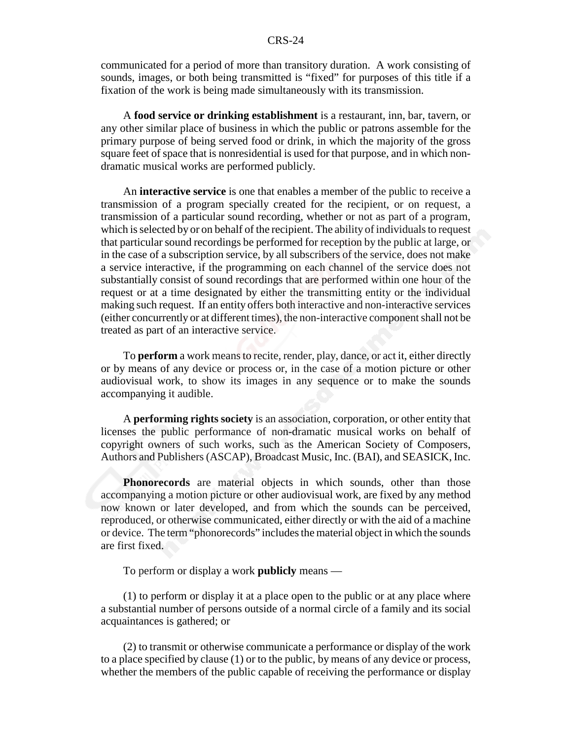communicated for a period of more than transitory duration. A work consisting of sounds, images, or both being transmitted is "fixed" for purposes of this title if a fixation of the work is being made simultaneously with its transmission.

A **food service or drinking establishment** is a restaurant, inn, bar, tavern, or any other similar place of business in which the public or patrons assemble for the primary purpose of being served food or drink, in which the majority of the gross square feet of space that is nonresidential is used for that purpose, and in which non-dramatic musical works are performed publicly.

An **interactive service** is one that enables a member of the public to receive a transmission of a program specially created for the recipient, or on request, a transmission of a particular sound recording, whether or not as part of a program, which is selected by or on behalf of the recipient. The ability of individuals to request that particular sound recordings be performed for reception by the public at large, or in the case of a subscription service, by all subscribers of the service, does not make a service interactive, if the programming on each channel of the service does not substantially consist of sound recordings that are performed within one hour of the request or at a time designated by either the transmitting entity or the individual making such request. If an entity offers both interactive and non-interactive services (either concurrently or at different times), the non-interactive component shall not be treated as part of an interactive service.

To **perform** a work means to recite, render, play, dance, or act it, either directly or by means of any device or process or, in the case of a motion picture or other audiovisual work, to show its images in any sequence or to make the sounds accompanying it audible.

A **performing rights society** is an association, corporation, or other entity that licenses the public performance of non-dramatic musical works on behalf of copyright owners of such works, such as the American Society of Composers, Authors and Publishers (ASCAP), Broadcast Music, Inc. (BAI), and SEASICK, Inc.

**Phonorecords** are material objects in which sounds, other than those accompanying a motion picture or other audiovisual work, are fixed by any method now known or later developed, and from which the sounds can be perceived, reproduced, or otherwise communicated, either directly or with the aid of a machine or device. The term "phonorecords" includes the material object in which the sounds are first fixed.

To perform or display a work **publicly** means —

(1) to perform or display it at a place open to the public or at any place where a substantial number of persons outside of a normal circle of a family and its social acquaintances is gathered; or

(2) to transmit or otherwise communicate a performance or display of the work to a place specified by clause (1) or to the public, by means of any device or process, whether the members of the public capable of receiving the performance or display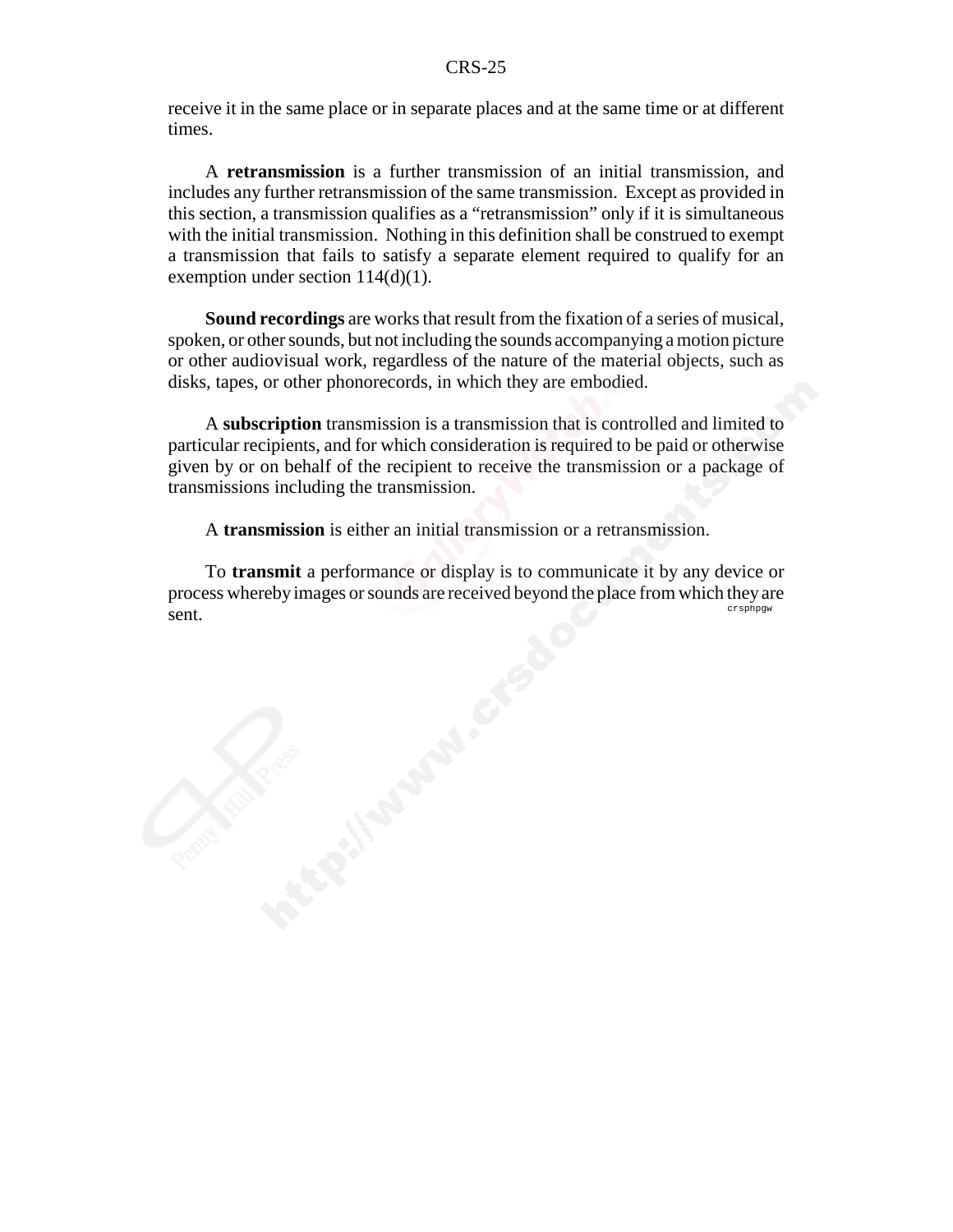receive it in the same place or in separate places and at the same time or at different times.

A **retransmission** is a further transmission of an initial transmission, and includes any further retransmission of the same transmission. Except as provided in this section, a transmission qualifies as a "retransmission" only if it is simultaneous with the initial transmission. Nothing in this definition shall be construed to exempt a transmission that fails to satisfy a separate element required to qualify for an exemption under section 114(d)(1).

**Sound recordings** are works that result from the fixation of a series of musical, spoken, or other sounds, but not including the sounds accompanying a motion picture or other audiovisual work, regardless of the nature of the material objects, such as disks, tapes, or other phonorecords, in which they are embodied.

A **subscription** transmission is a transmission that is controlled and limited to particular recipients, and for which consideration is required to be paid or otherwise given by or on behalf of the recipient to receive the transmission or a package of transmissions including the transmission.

A **transmission** is either an initial transmission or a retransmission.

To **transmit** a performance or display is to communicate it by any device or process whereby images or sounds are received beyond the place from which they are sent.